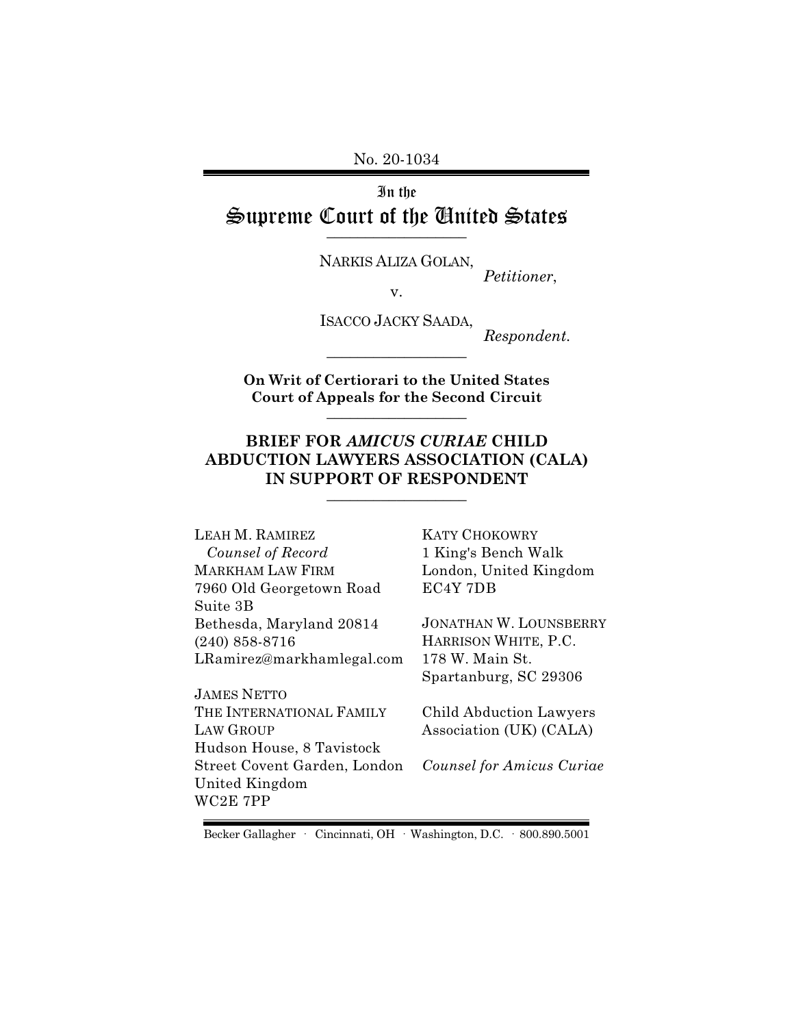No. 20-1034

# In the Supreme Court of the United States

NARKIS ALIZA GOLAN,
*Petitioner*,

v.

ISACCO JACKY SAADA,
*Respondent.*

**On Writ of Certiorari to the United States Court of Appeals for the Second Circuit**

## BRIEF FOR *AMICUS CURIAE* CHILD ABDUCTION LAWYERS ASSOCIATION (CALA) IN SUPPORT OF RESPONDENT

LEAH M. RAMIREZ
*Counsel of Record*
MARKHAM LAW FIRM
7960 Old Georgetown Road
Suite 3B
Bethesda, Maryland 20814
(240) 858-8716
LRamirez@markhamlegal.com

JAMES NETTO
THE INTERNATIONAL FAMILY LAW GROUP
Hudson House, 8 Tavistock Street Covent Garden, London
United Kingdom
WC2E 7PP

KATY CHOKOWRY
1 King's Bench Walk
London, United Kingdom
EC4Y 7DB

JONATHAN W. LOUNSBERRY
HARRISON WHITE, P.C.
178 W. Main St.
Spartanburg, SC 29306

Child Abduction Lawyers Association (UK) (CALA)

*Counsel for Amicus Curiae*

Becker Gallagher · Cincinnati, OH · Washington, D.C. · 800.890.5001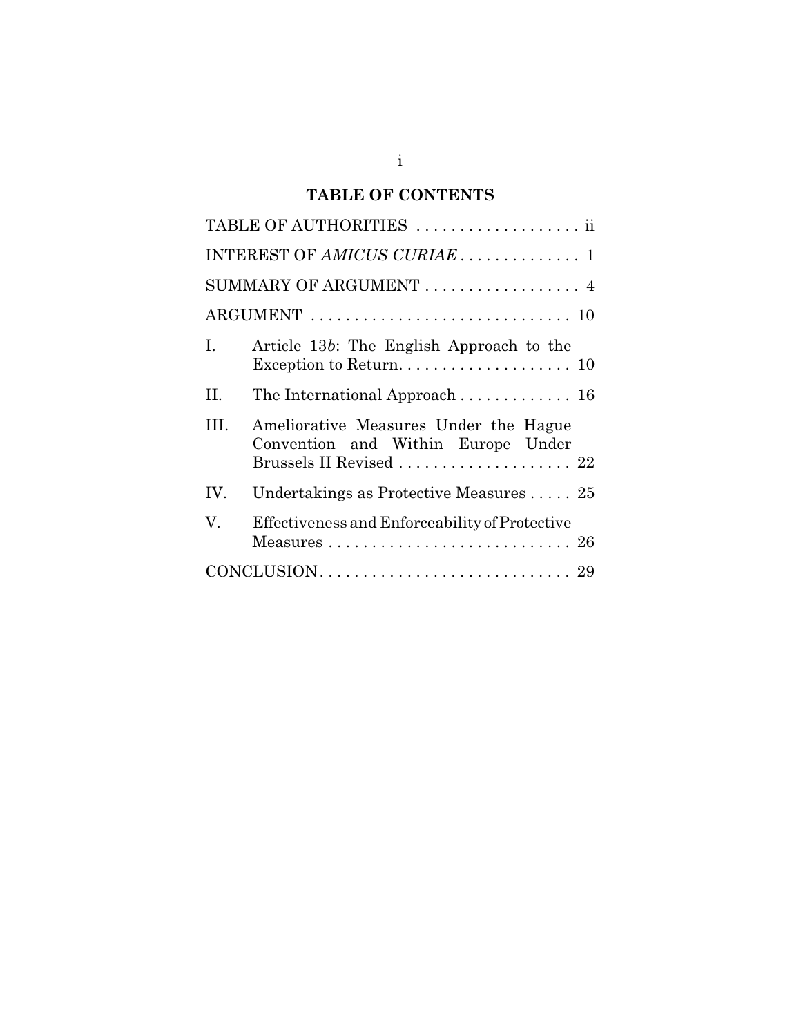## TABLE OF CONTENTS

TABLE OF AUTHORITIES . . . . . . . . . . . . . . . . . . . ii

INTEREST OF *AMICUS CURIAE* . . . . . . . . . . . . . . 1

SUMMARY OF ARGUMENT . . . . . . . . . . . . . . . . . . 4

ARGUMENT . . . . . . . . . . . . . . . . . . . . . . . . . . . . . . 10

I. Article 13*b*: The English Approach to the Exception to Return. . . . . . . . . . . . . . . . . . . . 10

II. The International Approach . . . . . . . . . . . . . 16

III. Ameliorative Measures Under the Hague Convention and Within Europe Under Brussels II Revised . . . . . . . . . . . . . . . . . . . . 22

IV. Undertakings as Protective Measures . . . . . 25

V. Effectiveness and Enforceability of Protective Measures . . . . . . . . . . . . . . . . . . . . . . . . . . . . 26

CONCLUSION. . . . . . . . . . . . . . . . . . . . . . . . . . . . . 29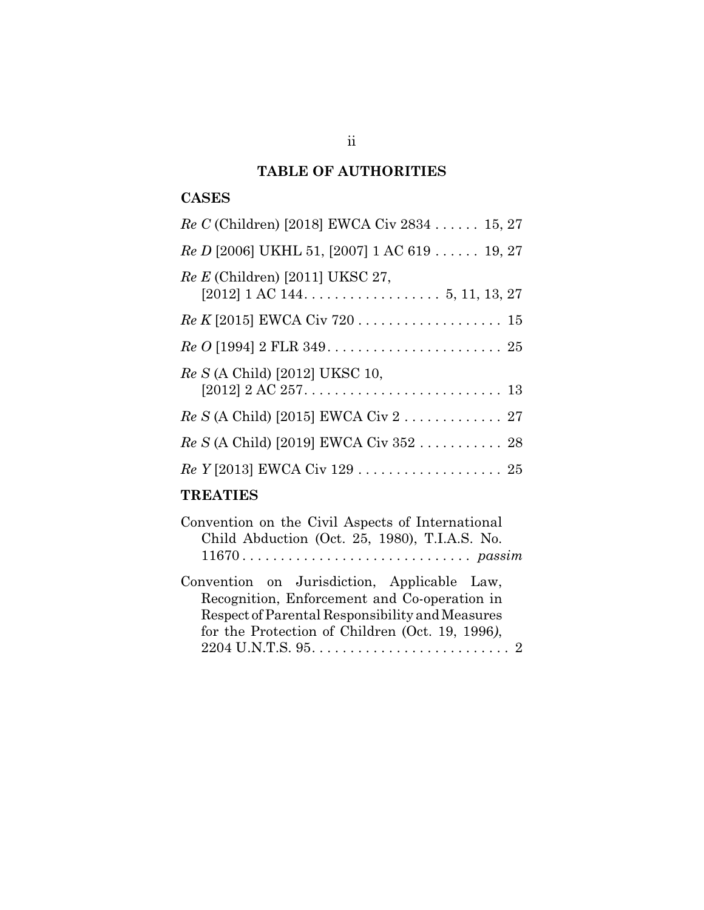## TABLE OF AUTHORITIES

### CASES

*Re C* (Children) [2018] EWCA Civ 2834 . . . . . . 15, 27

*Re D* [2006] UKHL 51, [2007] 1 AC 619 . . . . . . 19, 27

*Re E* (Children) [2011] UKSC 27, [2012] 1 AC 144. . . . . . . . . . . . . . . . . . 5, 11, 13, 27

*Re K* [2015] EWCA Civ 720 . . . . . . . . . . . . . . . . . . . 15

*Re O* [1994] 2 FLR 349. . . . . . . . . . . . . . . . . . . . . . . . 25

*Re S* (A Child) [2012] UKSC 10, [2012] 2 AC 257. . . . . . . . . . . . . . . . . . . . . . . . . . 13

*Re S* (A Child) [2015] EWCA Civ 2 . . . . . . . . . . . . . 27

*Re S* (A Child) [2019] EWCA Civ 352 . . . . . . . . . . . 28

*Re Y* [2013] EWCA Civ 129 . . . . . . . . . . . . . . . . . . . 25

### TREATIES

Convention on the Civil Aspects of International Child Abduction (Oct. 25, 1980), T.I.A.S. No. 11670 . . . . . . . . . . . . . . . . . . . . . . . . . . . . . *passim*

Convention on Jurisdiction, Applicable Law, Recognition, Enforcement and Co-operation in Respect of Parental Responsibility and Measures for the Protection of Children (Oct. 19, 1996), 2204 U.N.T.S. 95. . . . . . . . . . . . . . . . . . . . . . . . . . 2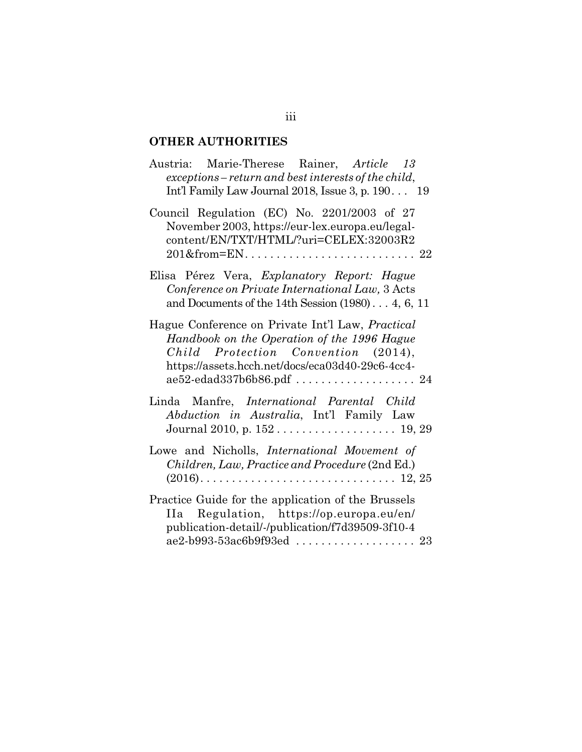## OTHER AUTHORITIES

Austria: Marie-Therese Rainer, *Article 13 exceptions – return and best interests of the child*, Int'l Family Law Journal 2018, Issue 3, p. 190 . . . 19

Council Regulation (EC) No. 2201/2003 of 27 November 2003, https://eur-lex.europa.eu/legal-content/EN/TXT/HTML/?uri=CELEX:32003R2201&from=EN . . . . . . . . . . . . . . . . . . . . . . . . . . . 22

Elisa Pérez Vera, *Explanatory Report: Hague Conference on Private International Law,* 3 Acts and Documents of the 14th Session (1980) . . . 4, 6, 11

Hague Conference on Private Int'l Law, *Practical Handbook on the Operation of the 1996 Hague Child Protection Convention* (2014), https://assets.hcch.net/docs/eca03d40-29c6-4cc4-ae52-edad337b6b86.pdf . . . . . . . . . . . . . . . . . . . 24

Linda Manfre, *International Parental Child Abduction in Australia*, Int'l Family Law Journal 2010, p. 152 . . . . . . . . . . . . . . . . . . . 19, 29

Lowe and Nicholls, *International Movement of Children, Law, Practice and Procedure* (2nd Ed.) (2016). . . . . . . . . . . . . . . . . . . . . . . . . . . . . . . 12, 25

Practice Guide for the application of the Brussels IIa Regulation, https://op.europa.eu/en/publication-detail/-/publication/f7d39509-3f10-4ae2-b993-53ac6b9f93ed . . . . . . . . . . . . . . . . . . . 23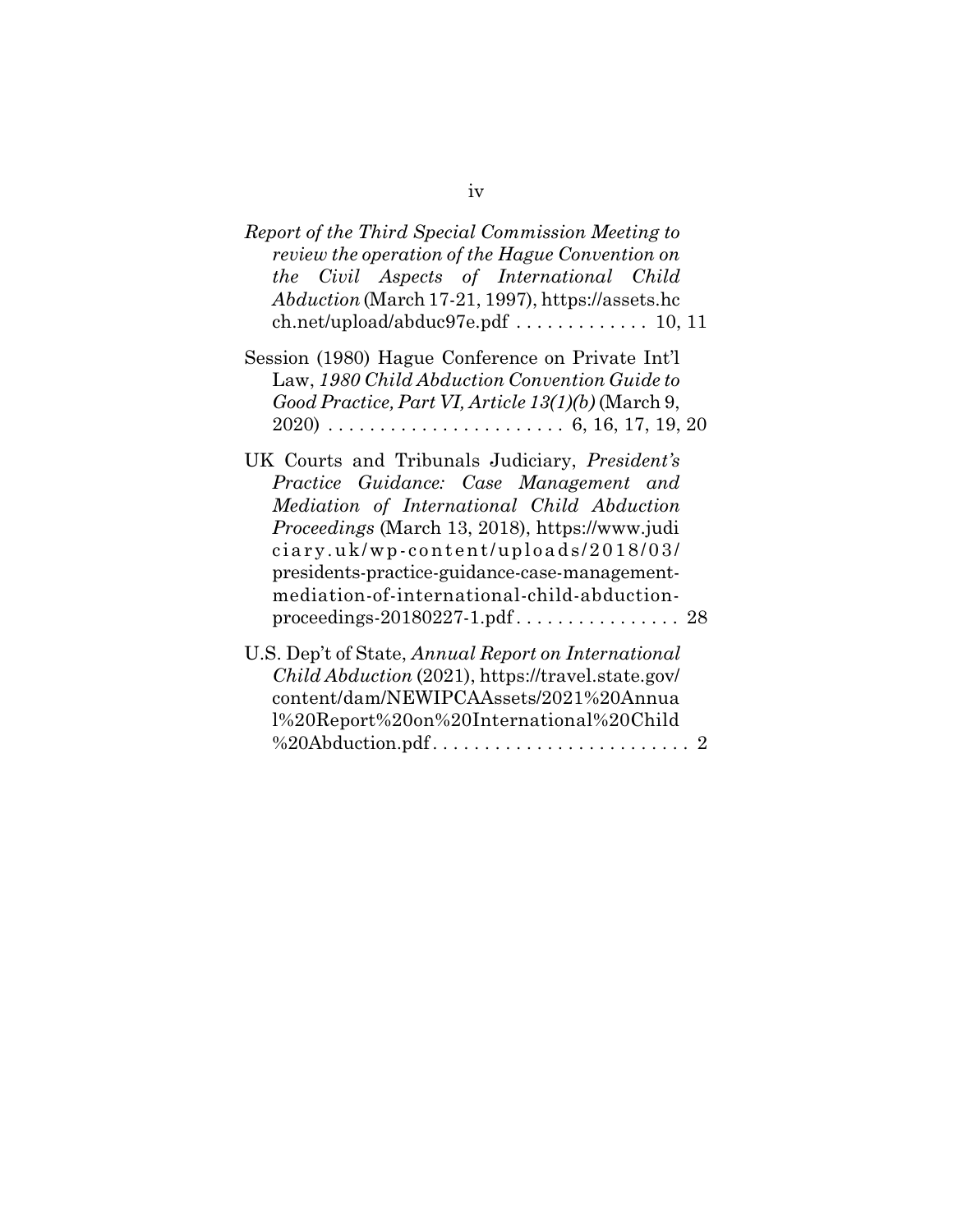*Report of the Third Special Commission Meeting to review the operation of the Hague Convention on the Civil Aspects of International Child Abduction* (March 17-21, 1997), https://assets.hcch.net/upload/abduc97e.pdf . . . . . . . . . . . . . 10, 11

Session (1980) Hague Conference on Private Int'l Law, *1980 Child Abduction Convention Guide to Good Practice, Part VI, Article 13(1)(b)* (March 9, 2020) . . . . . . . . . . . . . . . . . . . . . . . 6, 16, 17, 19, 20

UK Courts and Tribunals Judiciary, *President's Practice Guidance: Case Management and Mediation of International Child Abduction Proceedings* (March 13, 2018), https://www.judiciary.uk/wp-content/uploads/2018/03/presidents-practice-guidance-case-management-mediation-of-international-child-abduction-proceedings-20180227-1.pdf . . . . . . . . . . . . . . . . 28

U.S. Dep't of State, *Annual Report on International Child Abduction* (2021), https://travel.state.gov/content/dam/NEWIPCAAssets/2021%20Annual%20Report%20on%20International%20Child%20Abduction.pdf . . . . . . . . . . . . . . . . . . . . . . . . . 2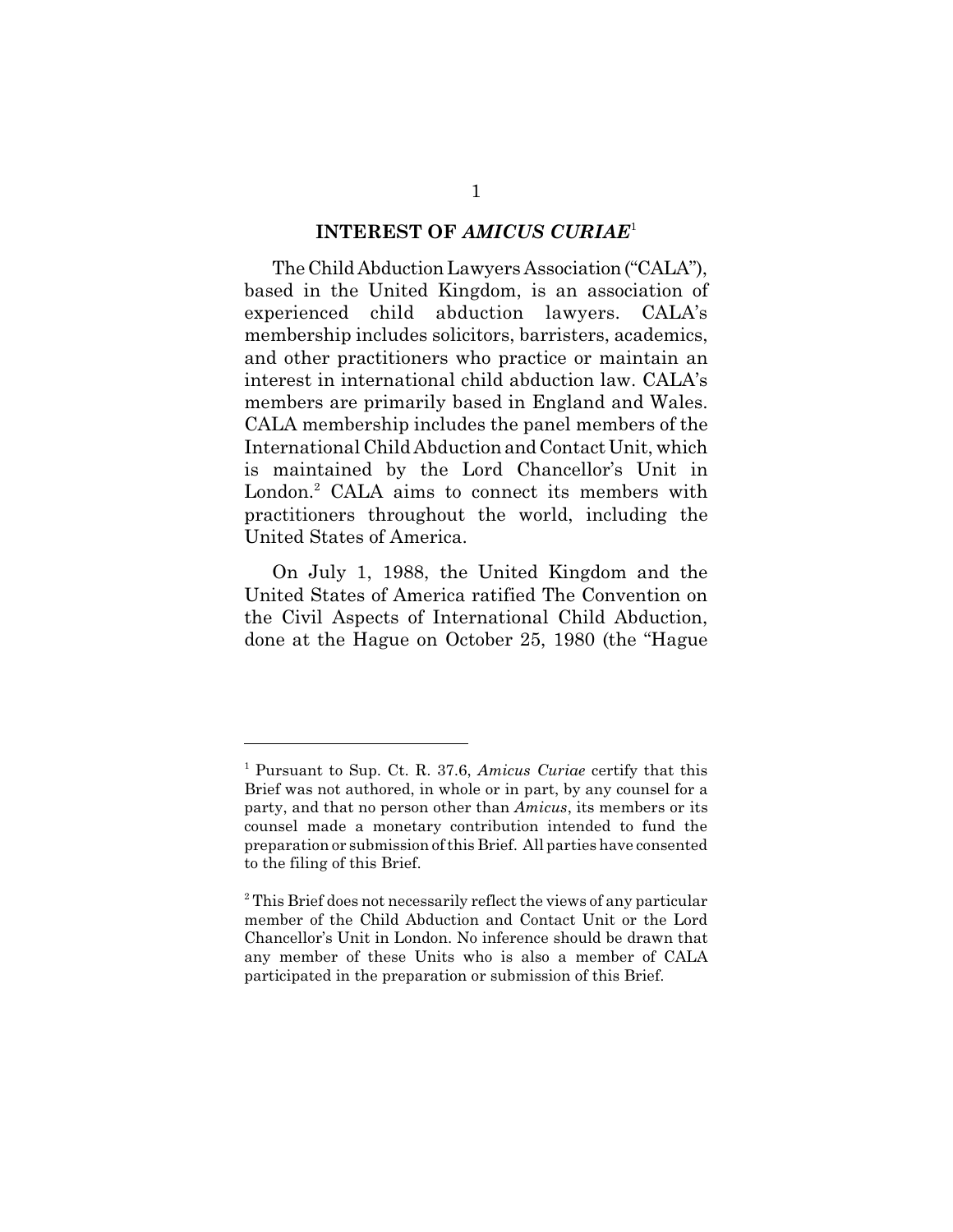## INTEREST OF *AMICUS CURIAE*[1]

The Child Abduction Lawyers Association ("CALA"), based in the United Kingdom, is an association of experienced child abduction lawyers. CALA's membership includes solicitors, barristers, academics, and other practitioners who practice or maintain an interest in international child abduction law. CALA's members are primarily based in England and Wales. CALA membership includes the panel members of the International Child Abduction and Contact Unit, which is maintained by the Lord Chancellor's Unit in London.[2] CALA aims to connect its members with practitioners throughout the world, including the United States of America.

On July 1, 1988, the United Kingdom and the United States of America ratified The Convention on the Civil Aspects of International Child Abduction, done at the Hague on October 25, 1980 (the "Hague

---

[1] Pursuant to Sup. Ct. R. 37.6, *Amicus Curiae* certify that this Brief was not authored, in whole or in part, by any counsel for a party, and that no person other than *Amicus*, its members or its counsel made a monetary contribution intended to fund the preparation or submission of this Brief. All parties have consented to the filing of this Brief.

[2] This Brief does not necessarily reflect the views of any particular member of the Child Abduction and Contact Unit or the Lord Chancellor's Unit in London. No inference should be drawn that any member of these Units who is also a member of CALA participated in the preparation or submission of this Brief.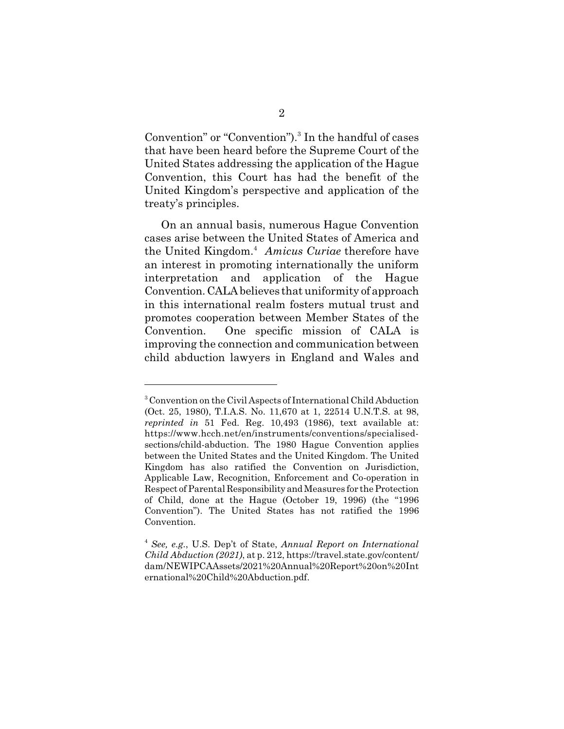Convention" or "Convention").[3] In the handful of cases that have been heard before the Supreme Court of the United States addressing the application of the Hague Convention, this Court has had the benefit of the United Kingdom's perspective and application of the treaty's principles.

On an annual basis, numerous Hague Convention cases arise between the United States of America and the United Kingdom.[4] *Amicus Curiae* therefore have an interest in promoting internationally the uniform interpretation and application of the Hague Convention. CALA believes that uniformity of approach in this international realm fosters mutual trust and promotes cooperation between Member States of the Convention. One specific mission of CALA is improving the connection and communication between child abduction lawyers in England and Wales and

---

[3] Convention on the Civil Aspects of International Child Abduction (Oct. 25, 1980), T.I.A.S. No. 11,670 at 1, 22514 U.N.T.S. at 98, *reprinted in* 51 Fed. Reg. 10,493 (1986), text available at: https://www.hcch.net/en/instruments/conventions/specialised-sections/child-abduction. The 1980 Hague Convention applies between the United States and the United Kingdom. The United Kingdom has also ratified the Convention on Jurisdiction, Applicable Law, Recognition, Enforcement and Co-operation in Respect of Parental Responsibility and Measures for the Protection of Child, done at the Hague (October 19, 1996) (the "1996 Convention"). The United States has not ratified the 1996 Convention.

[4] *See, e.g.*, U.S. Dep't of State, *Annual Report on International Child Abduction (2021)*, at p. 212, https://travel.state.gov/content/dam/NEWIPCAAssets/2021%20Annual%20Report%20on%20International%20Child%20Abduction.pdf.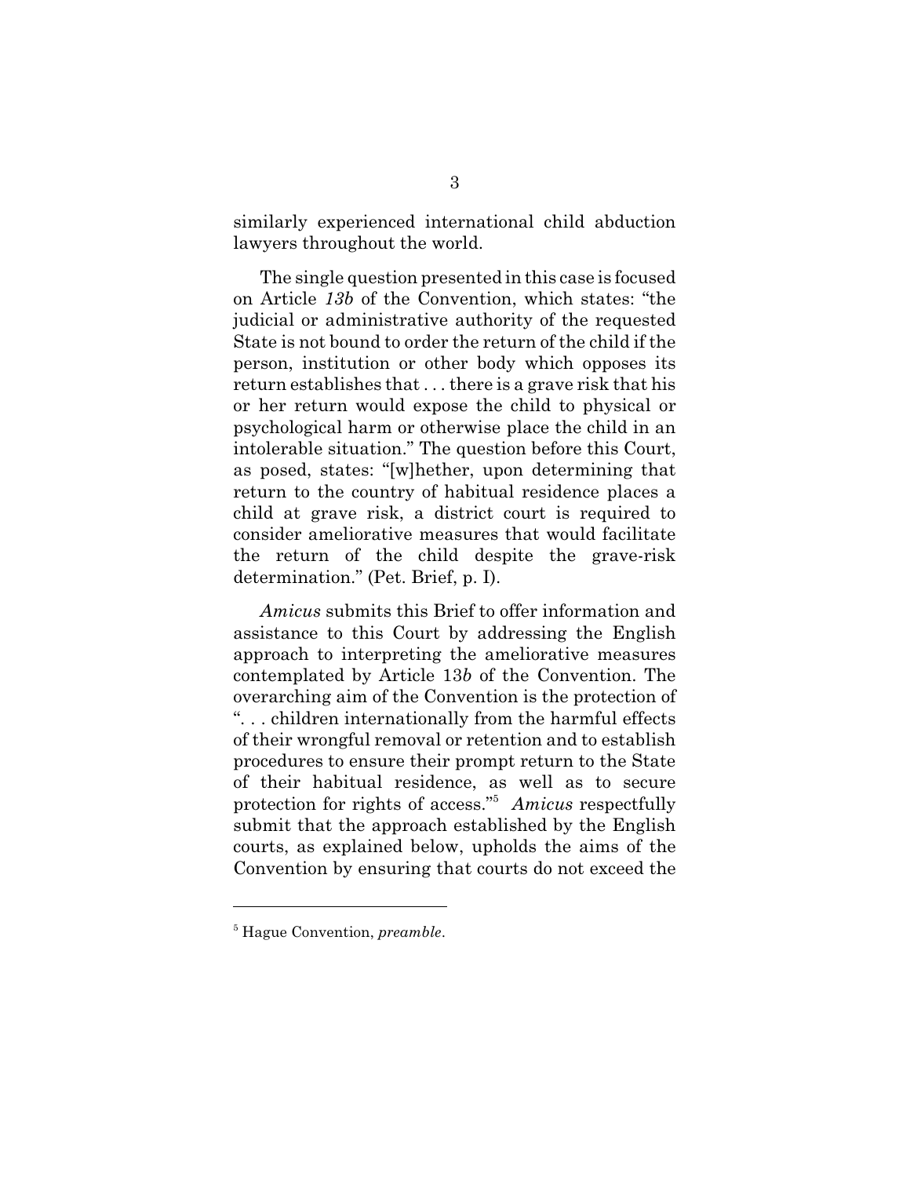similarly experienced international child abduction lawyers throughout the world.

The single question presented in this case is focused on Article *13b* of the Convention, which states: "the judicial or administrative authority of the requested State is not bound to order the return of the child if the person, institution or other body which opposes its return establishes that . . . there is a grave risk that his or her return would expose the child to physical or psychological harm or otherwise place the child in an intolerable situation." The question before this Court, as posed, states: "[w]hether, upon determining that return to the country of habitual residence places a child at grave risk, a district court is required to consider ameliorative measures that would facilitate the return of the child despite the grave-risk determination." (Pet. Brief, p. I).

*Amicus* submits this Brief to offer information and assistance to this Court by addressing the English approach to interpreting the ameliorative measures contemplated by Article 13*b* of the Convention. The overarching aim of the Convention is the protection of ". . . children internationally from the harmful effects of their wrongful removal or retention and to establish procedures to ensure their prompt return to the State of their habitual residence, as well as to secure protection for rights of access."[5] *Amicus* respectfully submit that the approach established by the English courts, as explained below, upholds the aims of the Convention by ensuring that courts do not exceed the

---

[5] Hague Convention, *preamble*.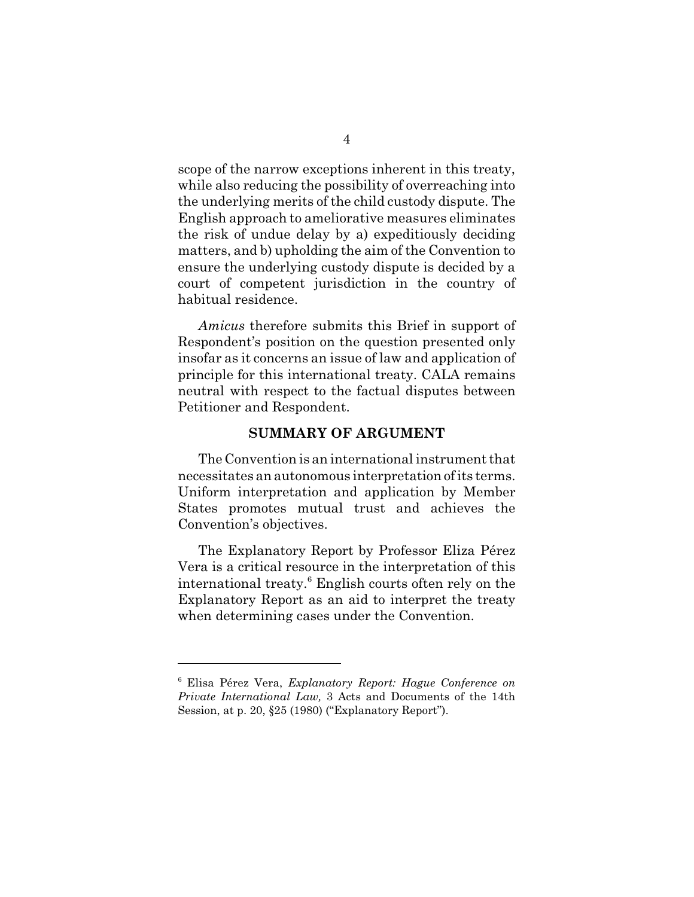scope of the narrow exceptions inherent in this treaty, while also reducing the possibility of overreaching into the underlying merits of the child custody dispute. The English approach to ameliorative measures eliminates the risk of undue delay by a) expeditiously deciding matters, and b) upholding the aim of the Convention to ensure the underlying custody dispute is decided by a court of competent jurisdiction in the country of habitual residence.

*Amicus* therefore submits this Brief in support of Respondent's position on the question presented only insofar as it concerns an issue of law and application of principle for this international treaty. CALA remains neutral with respect to the factual disputes between Petitioner and Respondent.

## SUMMARY OF ARGUMENT

The Convention is an international instrument that necessitates an autonomous interpretation of its terms. Uniform interpretation and application by Member States promotes mutual trust and achieves the Convention's objectives.

The Explanatory Report by Professor Eliza Pérez Vera is a critical resource in the interpretation of this international treaty.[6] English courts often rely on the Explanatory Report as an aid to interpret the treaty when determining cases under the Convention.

---

[6] Elisa Pérez Vera, *Explanatory Report: Hague Conference on Private International Law,* 3 Acts and Documents of the 14th Session, at p. 20, §25 (1980) ("Explanatory Report").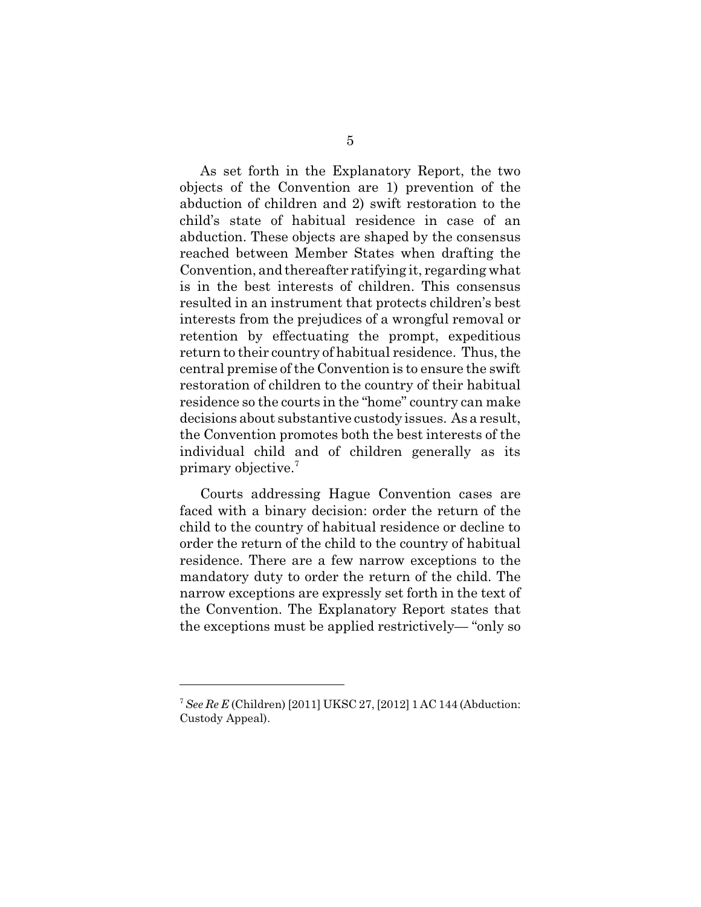As set forth in the Explanatory Report, the two objects of the Convention are 1) prevention of the abduction of children and 2) swift restoration to the child's state of habitual residence in case of an abduction. These objects are shaped by the consensus reached between Member States when drafting the Convention, and thereafter ratifying it, regarding what is in the best interests of children. This consensus resulted in an instrument that protects children's best interests from the prejudices of a wrongful removal or retention by effectuating the prompt, expeditious return to their country of habitual residence. Thus, the central premise of the Convention is to ensure the swift restoration of children to the country of their habitual residence so the courts in the "home" country can make decisions about substantive custody issues. As a result, the Convention promotes both the best interests of the individual child and of children generally as its primary objective.[7]

Courts addressing Hague Convention cases are faced with a binary decision: order the return of the child to the country of habitual residence or decline to order the return of the child to the country of habitual residence. There are a few narrow exceptions to the mandatory duty to order the return of the child. The narrow exceptions are expressly set forth in the text of the Convention. The Explanatory Report states that the exceptions must be applied restrictively— "only so

---

[7] *See Re E* (Children) [2011] UKSC 27, [2012] 1 AC 144 (Abduction: Custody Appeal).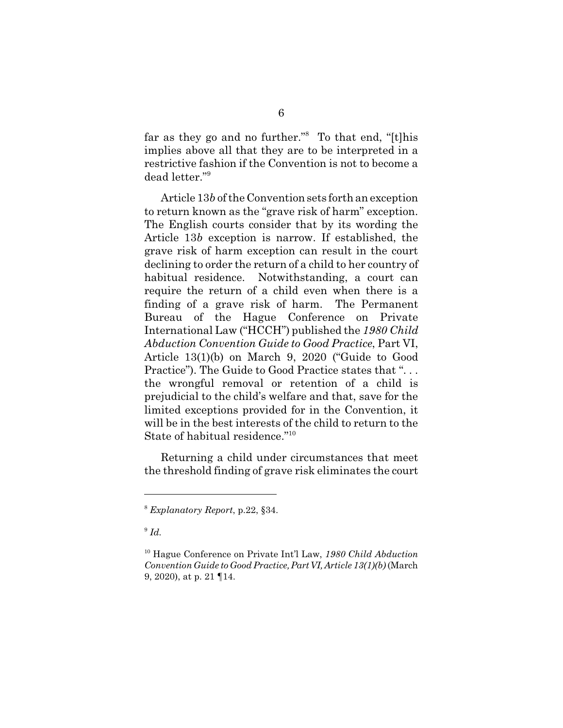far as they go and no further."[8] To that end, "[t]his implies above all that they are to be interpreted in a restrictive fashion if the Convention is not to become a dead letter."[9]

Article 13*b* of the Convention sets forth an exception to return known as the "grave risk of harm" exception. The English courts consider that by its wording the Article 13*b* exception is narrow. If established, the grave risk of harm exception can result in the court declining to order the return of a child to her country of habitual residence. Notwithstanding, a court can require the return of a child even when there is a finding of a grave risk of harm. The Permanent Bureau of the Hague Conference on Private International Law ("HCCH") published the *1980 Child Abduction Convention Guide to Good Practice*, Part VI, Article 13(1)(b) on March 9, 2020 ("Guide to Good Practice"). The Guide to Good Practice states that ". . . the wrongful removal or retention of a child is prejudicial to the child's welfare and that, save for the limited exceptions provided for in the Convention, it will be in the best interests of the child to return to the State of habitual residence."[10]

Returning a child under circumstances that meet the threshold finding of grave risk eliminates the court

---

[8] *Explanatory Report*, p.22, §34.

[9] *Id.*

[10] Hague Conference on Private Int'l Law, *1980 Child Abduction Convention Guide to Good Practice, Part VI, Article 13(1)(b)* (March 9, 2020), at p. 21 ¶14.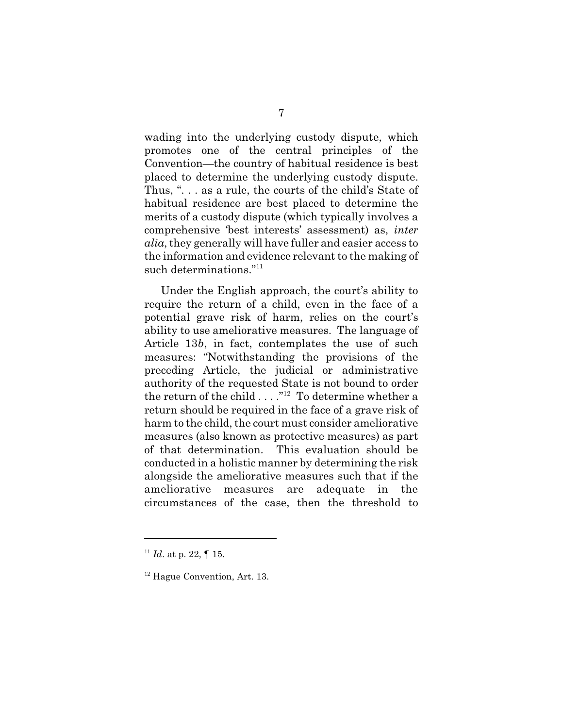wading into the underlying custody dispute, which promotes one of the central principles of the Convention—the country of habitual residence is best placed to determine the underlying custody dispute. Thus, ". . . as a rule, the courts of the child's State of habitual residence are best placed to determine the merits of a custody dispute (which typically involves a comprehensive 'best interests' assessment) as, *inter alia*, they generally will have fuller and easier access to the information and evidence relevant to the making of such determinations."[11]

Under the English approach, the court's ability to require the return of a child, even in the face of a potential grave risk of harm, relies on the court's ability to use ameliorative measures. The language of Article 13*b*, in fact, contemplates the use of such measures: "Notwithstanding the provisions of the preceding Article, the judicial or administrative authority of the requested State is not bound to order the return of the child . . . ."[12] To determine whether a return should be required in the face of a grave risk of harm to the child, the court must consider ameliorative measures (also known as protective measures) as part of that determination. This evaluation should be conducted in a holistic manner by determining the risk alongside the ameliorative measures such that if the ameliorative measures are adequate in the circumstances of the case, then the threshold to

---

[11] *Id*. at p. 22, ¶ 15.

[12] Hague Convention, Art. 13.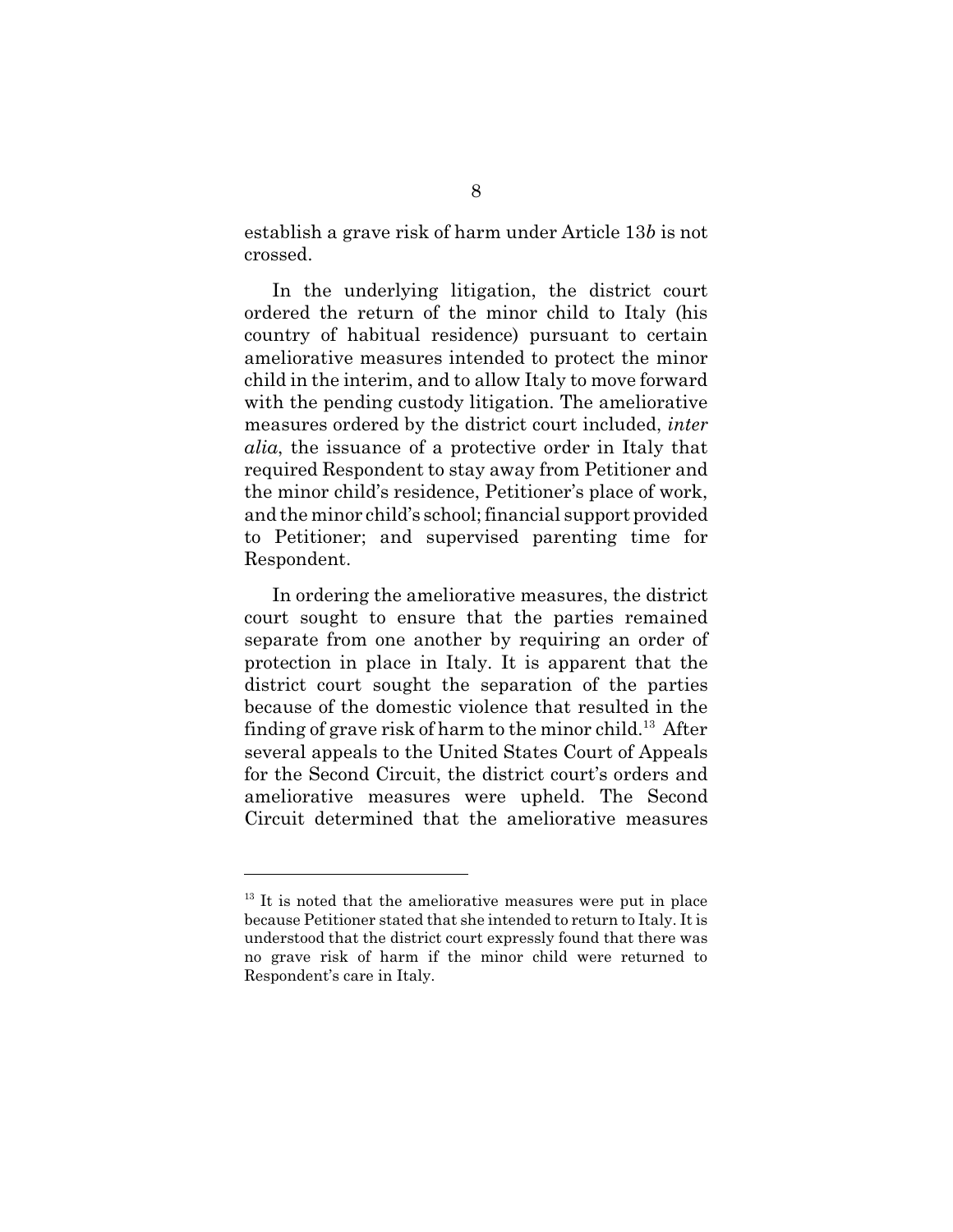establish a grave risk of harm under Article 13*b* is not crossed.

In the underlying litigation, the district court ordered the return of the minor child to Italy (his country of habitual residence) pursuant to certain ameliorative measures intended to protect the minor child in the interim, and to allow Italy to move forward with the pending custody litigation. The ameliorative measures ordered by the district court included, *inter alia*, the issuance of a protective order in Italy that required Respondent to stay away from Petitioner and the minor child's residence, Petitioner's place of work, and the minor child's school; financial support provided to Petitioner; and supervised parenting time for Respondent.

In ordering the ameliorative measures, the district court sought to ensure that the parties remained separate from one another by requiring an order of protection in place in Italy. It is apparent that the district court sought the separation of the parties because of the domestic violence that resulted in the finding of grave risk of harm to the minor child.[13] After several appeals to the United States Court of Appeals for the Second Circuit, the district court's orders and ameliorative measures were upheld. The Second Circuit determined that the ameliorative measures

---

[13] It is noted that the ameliorative measures were put in place because Petitioner stated that she intended to return to Italy. It is understood that the district court expressly found that there was no grave risk of harm if the minor child were returned to Respondent's care in Italy.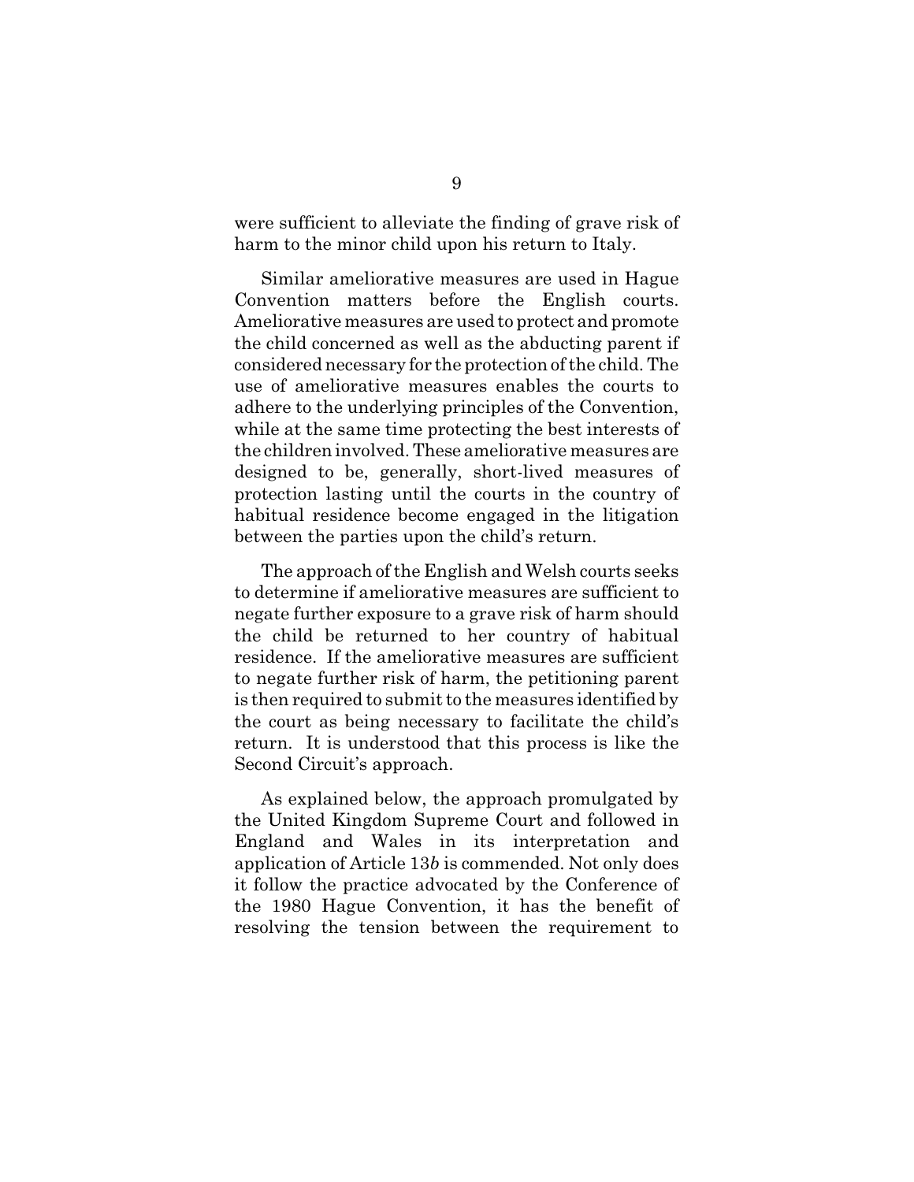were sufficient to alleviate the finding of grave risk of harm to the minor child upon his return to Italy.

Similar ameliorative measures are used in Hague Convention matters before the English courts. Ameliorative measures are used to protect and promote the child concerned as well as the abducting parent if considered necessary for the protection of the child. The use of ameliorative measures enables the courts to adhere to the underlying principles of the Convention, while at the same time protecting the best interests of the children involved. These ameliorative measures are designed to be, generally, short-lived measures of protection lasting until the courts in the country of habitual residence become engaged in the litigation between the parties upon the child's return.

The approach of the English and Welsh courts seeks to determine if ameliorative measures are sufficient to negate further exposure to a grave risk of harm should the child be returned to her country of habitual residence. If the ameliorative measures are sufficient to negate further risk of harm, the petitioning parent is then required to submit to the measures identified by the court as being necessary to facilitate the child's return. It is understood that this process is like the Second Circuit's approach.

As explained below, the approach promulgated by the United Kingdom Supreme Court and followed in England and Wales in its interpretation and application of Article 13*b* is commended. Not only does it follow the practice advocated by the Conference of the 1980 Hague Convention, it has the benefit of resolving the tension between the requirement to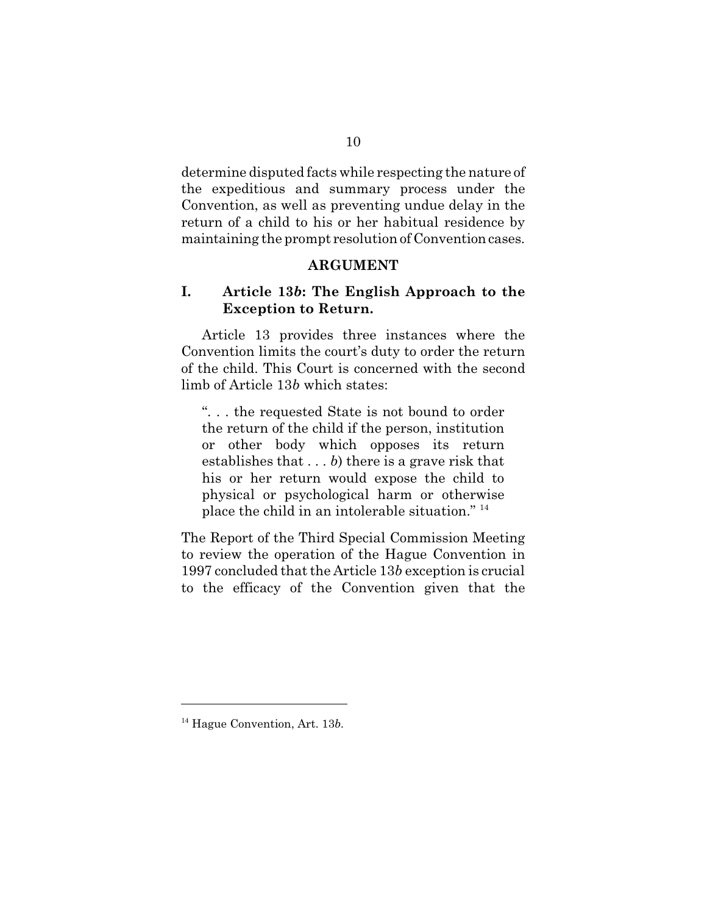determine disputed facts while respecting the nature of the expeditious and summary process under the Convention, as well as preventing undue delay in the return of a child to his or her habitual residence by maintaining the prompt resolution of Convention cases.

## ARGUMENT

### I. Article 13*b*: The English Approach to the Exception to Return.

Article 13 provides three instances where the Convention limits the court's duty to order the return of the child. This Court is concerned with the second limb of Article 13*b* which states:

> ". . . the requested State is not bound to order the return of the child if the person, institution or other body which opposes its return establishes that . . . *b*) there is a grave risk that his or her return would expose the child to physical or psychological harm or otherwise place the child in an intolerable situation." [14]

The Report of the Third Special Commission Meeting to review the operation of the Hague Convention in 1997 concluded that the Article 13*b* exception is crucial to the efficacy of the Convention given that the

---

[14] Hague Convention, Art. 13*b*.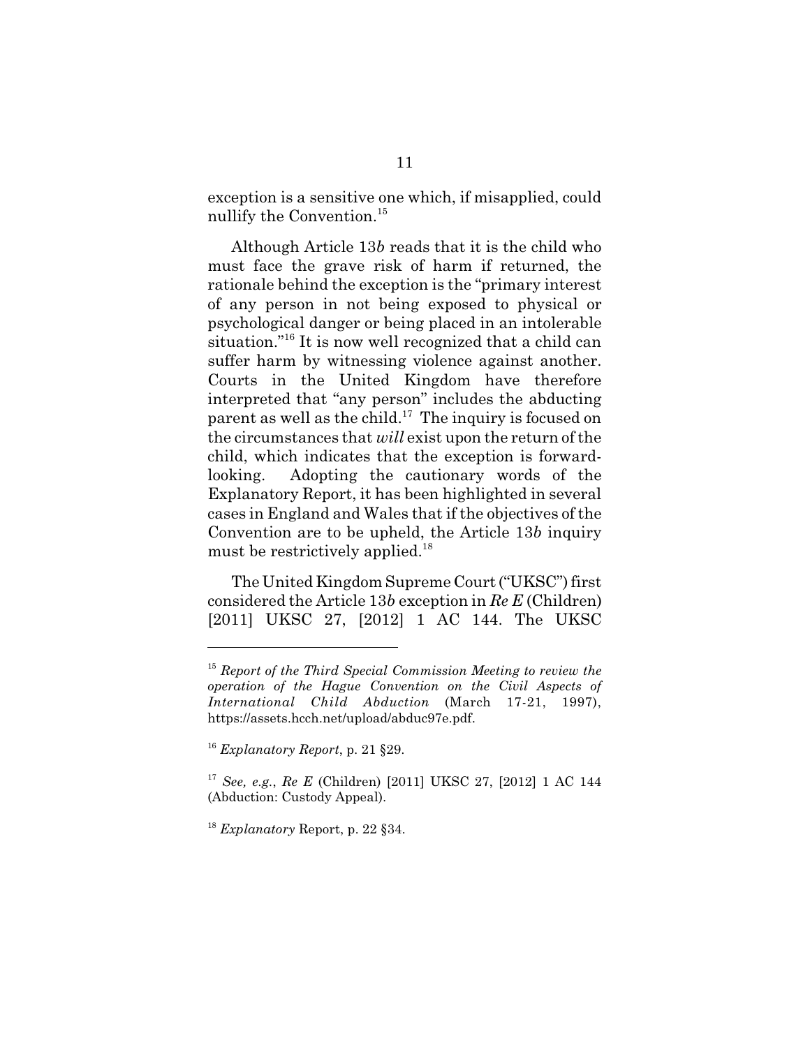exception is a sensitive one which, if misapplied, could nullify the Convention.[15]

Although Article 13*b* reads that it is the child who must face the grave risk of harm if returned, the rationale behind the exception is the "primary interest of any person in not being exposed to physical or psychological danger or being placed in an intolerable situation."[16] It is now well recognized that a child can suffer harm by witnessing violence against another. Courts in the United Kingdom have therefore interpreted that "any person" includes the abducting parent as well as the child.[17] The inquiry is focused on the circumstances that *will* exist upon the return of the child, which indicates that the exception is forward-looking. Adopting the cautionary words of the Explanatory Report, it has been highlighted in several cases in England and Wales that if the objectives of the Convention are to be upheld, the Article 13*b* inquiry must be restrictively applied.[18]

The United Kingdom Supreme Court ("UKSC") first considered the Article 13*b* exception in *Re E* (Children) [2011] UKSC 27, [2012] 1 AC 144. The UKSC

---

[15] *Report of the Third Special Commission Meeting to review the operation of the Hague Convention on the Civil Aspects of International Child Abduction* (March 17-21, 1997), https://assets.hcch.net/upload/abduc97e.pdf.

[16] *Explanatory Report*, p. 21 §29.

[17] *See, e.g.*, *Re E* (Children) [2011] UKSC 27, [2012] 1 AC 144 (Abduction: Custody Appeal).

[18] *Explanatory* Report, p. 22 §34.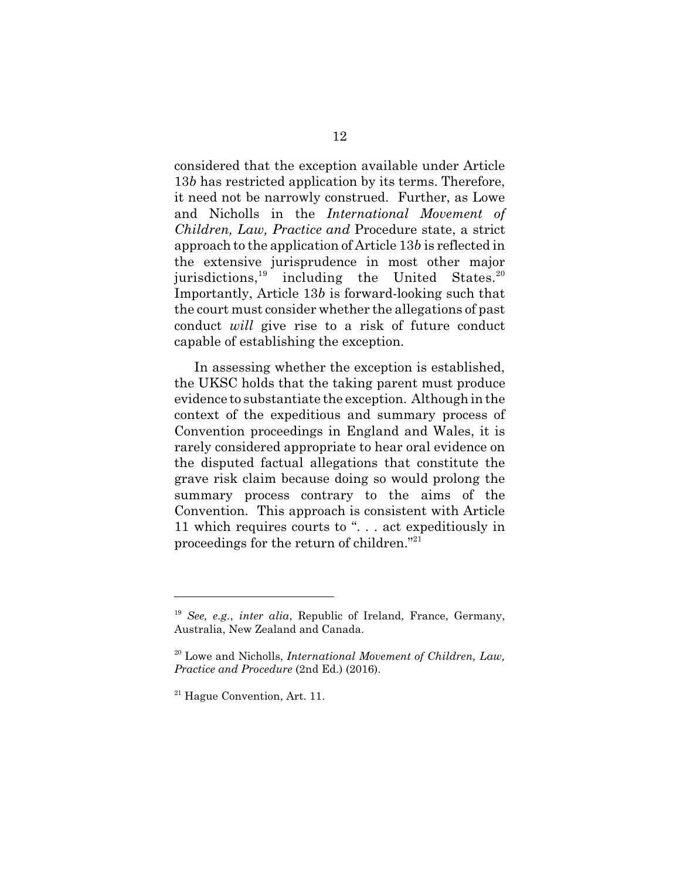considered that the exception available under Article 13*b* has restricted application by its terms. Therefore, it need not be narrowly construed. Further, as Lowe and Nicholls in the *International Movement of Children, Law, Practice and* Procedure state, a strict approach to the application of Article 13*b* is reflected in the extensive jurisprudence in most other major jurisdictions,[19] including the United States.[20] Importantly, Article 13*b* is forward-looking such that the court must consider whether the allegations of past conduct *will* give rise to a risk of future conduct capable of establishing the exception.

In assessing whether the exception is established, the UKSC holds that the taking parent must produce evidence to substantiate the exception. Although in the context of the expeditious and summary process of Convention proceedings in England and Wales, it is rarely considered appropriate to hear oral evidence on the disputed factual allegations that constitute the grave risk claim because doing so would prolong the summary process contrary to the aims of the Convention. This approach is consistent with Article 11 which requires courts to ". . . act expeditiously in proceedings for the return of children."[21]

---

[19] *See, e.g.*, *inter alia*, Republic of Ireland, France, Germany, Australia, New Zealand and Canada.

[20] Lowe and Nicholls, *International Movement of Children, Law, Practice and Procedure* (2nd Ed.) (2016).

[21] Hague Convention, Art. 11.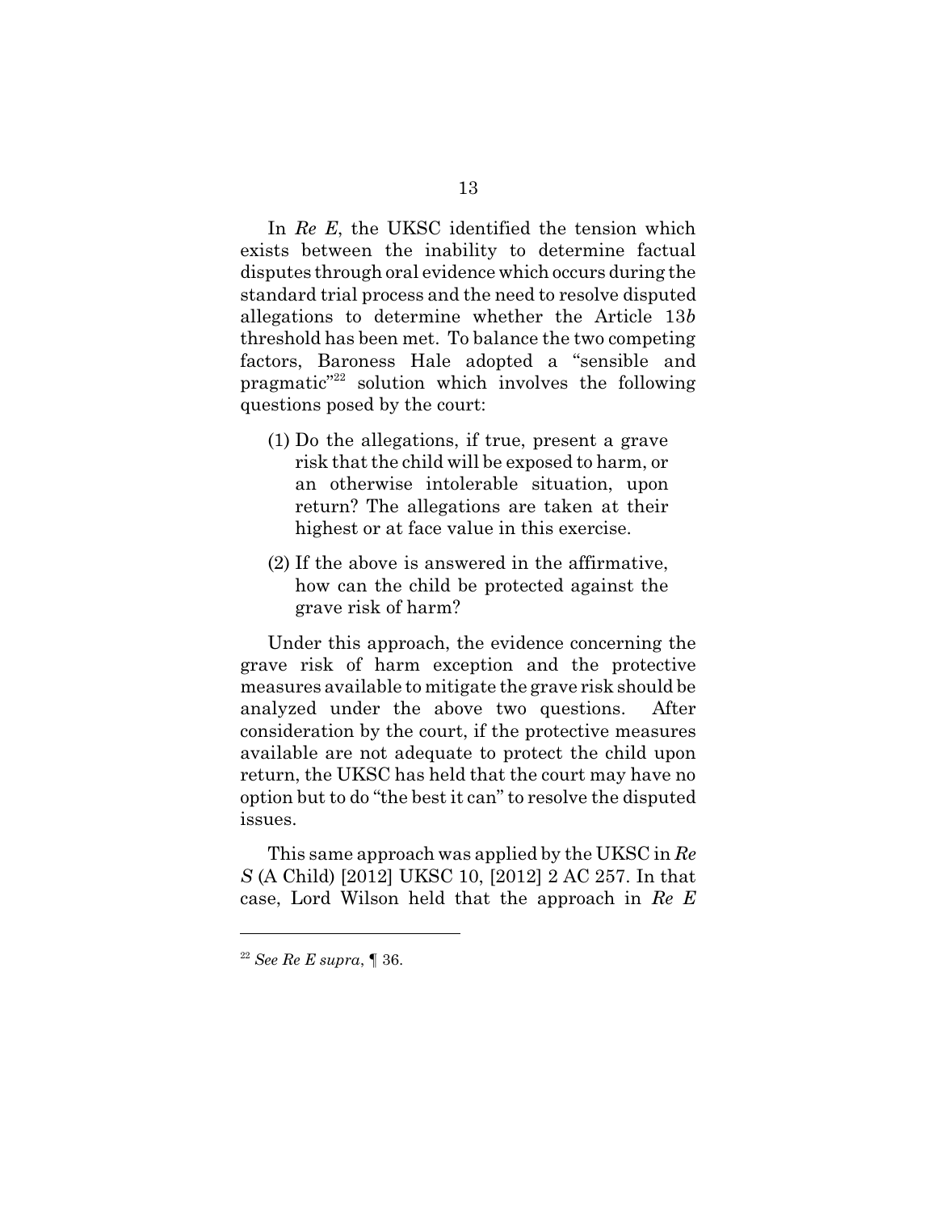In *Re E*, the UKSC identified the tension which exists between the inability to determine factual disputes through oral evidence which occurs during the standard trial process and the need to resolve disputed allegations to determine whether the Article 13*b* threshold has been met. To balance the two competing factors, Baroness Hale adopted a "sensible and pragmatic"[22] solution which involves the following questions posed by the court:

(1) Do the allegations, if true, present a grave risk that the child will be exposed to harm, or an otherwise intolerable situation, upon return? The allegations are taken at their highest or at face value in this exercise.

(2) If the above is answered in the affirmative, how can the child be protected against the grave risk of harm?

Under this approach, the evidence concerning the grave risk of harm exception and the protective measures available to mitigate the grave risk should be analyzed under the above two questions. After consideration by the court, if the protective measures available are not adequate to protect the child upon return, the UKSC has held that the court may have no option but to do "the best it can" to resolve the disputed issues.

This same approach was applied by the UKSC in *Re S* (A Child) [2012] UKSC 10, [2012] 2 AC 257. In that case, Lord Wilson held that the approach in *Re E*

---

[22] *See Re E supra*, ¶ 36.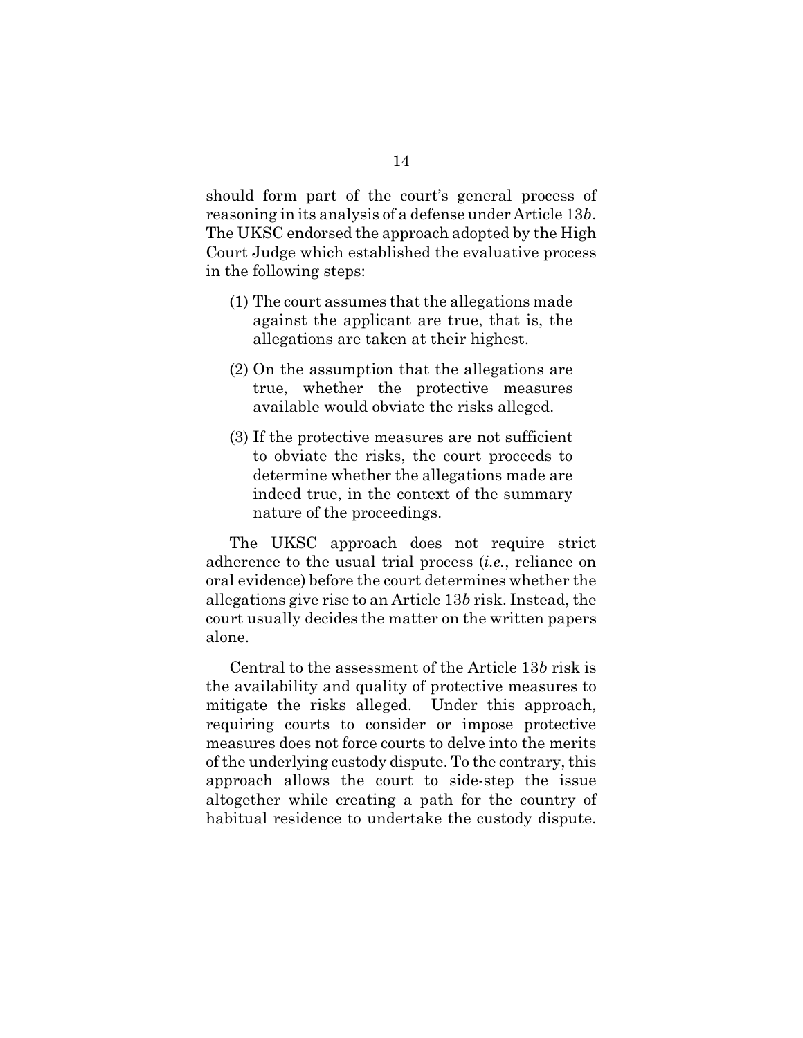should form part of the court's general process of reasoning in its analysis of a defense under Article 13*b*. The UKSC endorsed the approach adopted by the High Court Judge which established the evaluative process in the following steps:

(1) The court assumes that the allegations made against the applicant are true, that is, the allegations are taken at their highest.

(2) On the assumption that the allegations are true, whether the protective measures available would obviate the risks alleged.

(3) If the protective measures are not sufficient to obviate the risks, the court proceeds to determine whether the allegations made are indeed true, in the context of the summary nature of the proceedings.

The UKSC approach does not require strict adherence to the usual trial process (*i.e.*, reliance on oral evidence) before the court determines whether the allegations give rise to an Article 13*b* risk. Instead, the court usually decides the matter on the written papers alone.

Central to the assessment of the Article 13*b* risk is the availability and quality of protective measures to mitigate the risks alleged. Under this approach, requiring courts to consider or impose protective measures does not force courts to delve into the merits of the underlying custody dispute. To the contrary, this approach allows the court to side-step the issue altogether while creating a path for the country of habitual residence to undertake the custody dispute.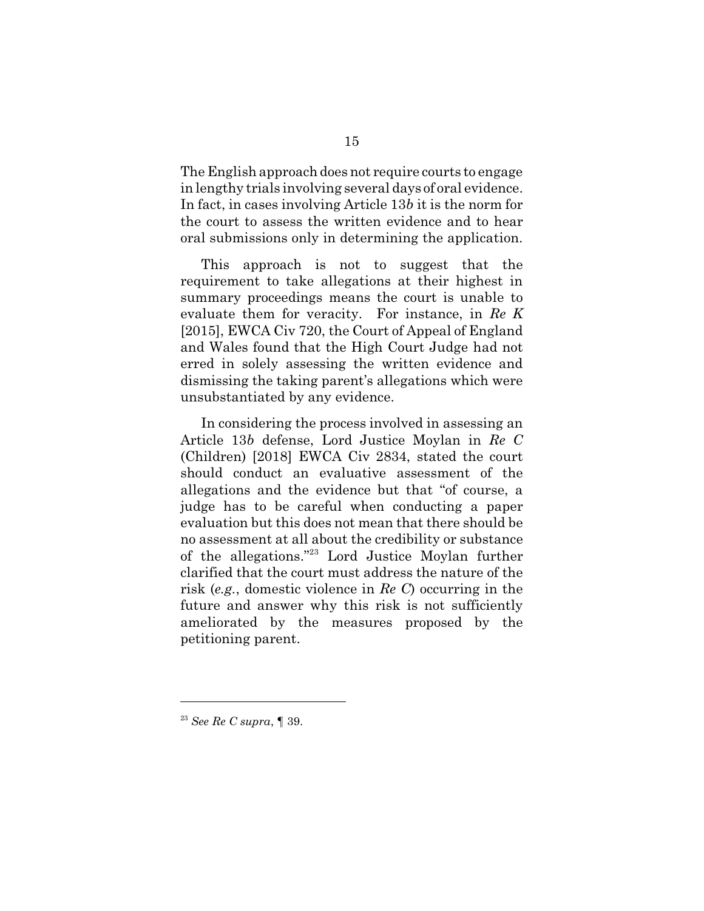The English approach does not require courts to engage in lengthy trials involving several days of oral evidence. In fact, in cases involving Article 13*b* it is the norm for the court to assess the written evidence and to hear oral submissions only in determining the application.

This approach is not to suggest that the requirement to take allegations at their highest in summary proceedings means the court is unable to evaluate them for veracity. For instance, in *Re K* [2015], EWCA Civ 720, the Court of Appeal of England and Wales found that the High Court Judge had not erred in solely assessing the written evidence and dismissing the taking parent's allegations which were unsubstantiated by any evidence.

In considering the process involved in assessing an Article 13*b* defense, Lord Justice Moylan in *Re C* (Children) [2018] EWCA Civ 2834, stated the court should conduct an evaluative assessment of the allegations and the evidence but that "of course, a judge has to be careful when conducting a paper evaluation but this does not mean that there should be no assessment at all about the credibility or substance of the allegations."[23] Lord Justice Moylan further clarified that the court must address the nature of the risk (*e.g.*, domestic violence in *Re C*) occurring in the future and answer why this risk is not sufficiently ameliorated by the measures proposed by the petitioning parent.

---

[23] *See Re C supra*, ¶ 39.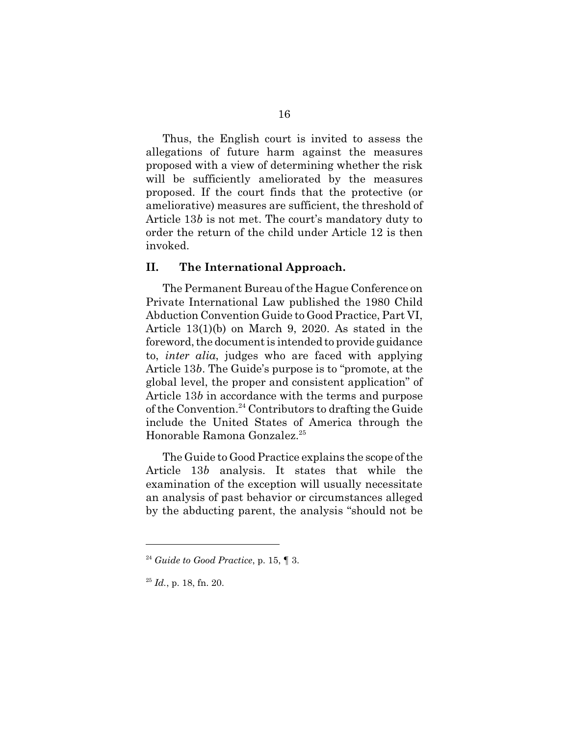Thus, the English court is invited to assess the allegations of future harm against the measures proposed with a view of determining whether the risk will be sufficiently ameliorated by the measures proposed. If the court finds that the protective (or ameliorative) measures are sufficient, the threshold of Article 13*b* is not met. The court's mandatory duty to order the return of the child under Article 12 is then invoked.

## II. The International Approach.

The Permanent Bureau of the Hague Conference on Private International Law published the 1980 Child Abduction Convention Guide to Good Practice, Part VI, Article 13(1)(b) on March 9, 2020. As stated in the foreword, the document is intended to provide guidance to, *inter alia*, judges who are faced with applying Article 13*b*. The Guide's purpose is to "promote, at the global level, the proper and consistent application" of Article 13*b* in accordance with the terms and purpose of the Convention.[24] Contributors to drafting the Guide include the United States of America through the Honorable Ramona Gonzalez.[25]

The Guide to Good Practice explains the scope of the Article 13*b* analysis. It states that while the examination of the exception will usually necessitate an analysis of past behavior or circumstances alleged by the abducting parent, the analysis "should not be

---

[24] *Guide to Good Practice*, p. 15, ¶ 3.

[25] *Id.*, p. 18, fn. 20.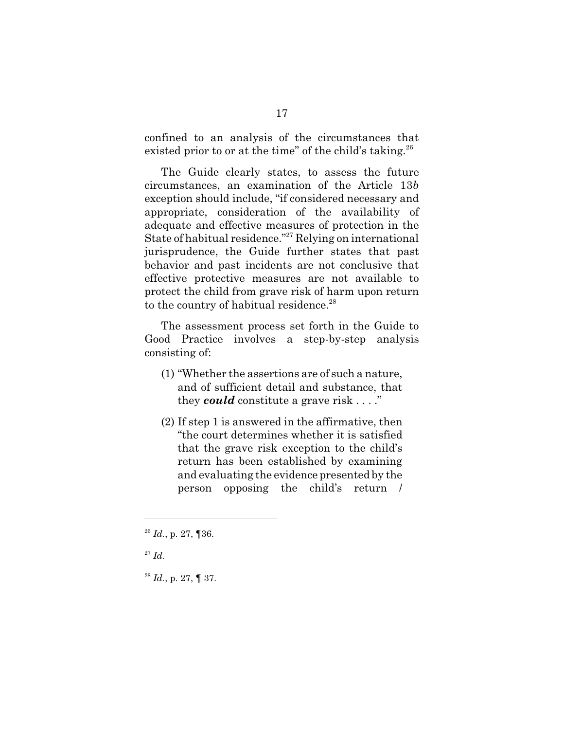confined to an analysis of the circumstances that existed prior to or at the time" of the child's taking.[26]

The Guide clearly states, to assess the future circumstances, an examination of the Article 13*b* exception should include, "if considered necessary and appropriate, consideration of the availability of adequate and effective measures of protection in the State of habitual residence."[27] Relying on international jurisprudence, the Guide further states that past behavior and past incidents are not conclusive that effective protective measures are not available to protect the child from grave risk of harm upon return to the country of habitual residence.[28]

The assessment process set forth in the Guide to Good Practice involves a step-by-step analysis consisting of:

(1) "Whether the assertions are of such a nature, and of sufficient detail and substance, that they ***could*** constitute a grave risk . . . ."

(2) If step 1 is answered in the affirmative, then "the court determines whether it is satisfied that the grave risk exception to the child's return has been established by examining and evaluating the evidence presented by the person opposing the child's return /

---

[26] *Id.*, p. 27, ¶36.

[27] *Id.*

[28] *Id.*, p. 27, ¶ 37.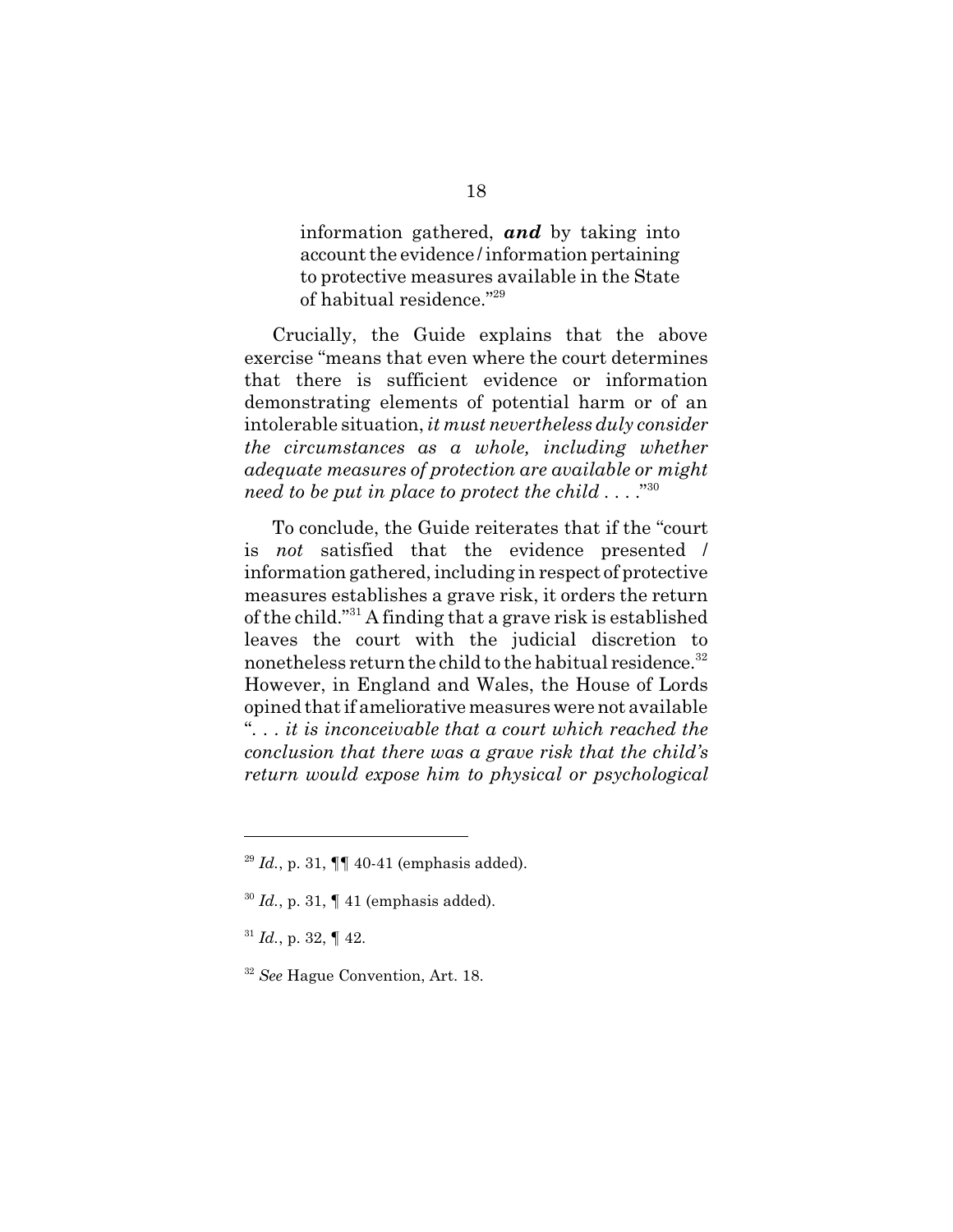> information gathered, ***and*** by taking into account the evidence / information pertaining to protective measures available in the State of habitual residence."[29]

Crucially, the Guide explains that the above exercise "means that even where the court determines that there is sufficient evidence or information demonstrating elements of potential harm or of an intolerable situation, *it must nevertheless duly consider the circumstances as a whole, including whether adequate measures of protection are available or might need to be put in place to protect the child* . . . ."[30]

To conclude, the Guide reiterates that if the "court is *not* satisfied that the evidence presented / information gathered, including in respect of protective measures establishes a grave risk, it orders the return of the child."[31] A finding that a grave risk is established leaves the court with the judicial discretion to nonetheless return the child to the habitual residence.[32] However, in England and Wales, the House of Lords opined that if ameliorative measures were not available ". . . *it is inconceivable that a court which reached the conclusion that there was a grave risk that the child's return would expose him to physical or psychological*

---

[29] *Id.*, p. 31, ¶¶ 40-41 (emphasis added).

[30] *Id.*, p. 31, ¶ 41 (emphasis added).

[31] *Id.*, p. 32, ¶ 42.

[32] *See* Hague Convention, Art. 18.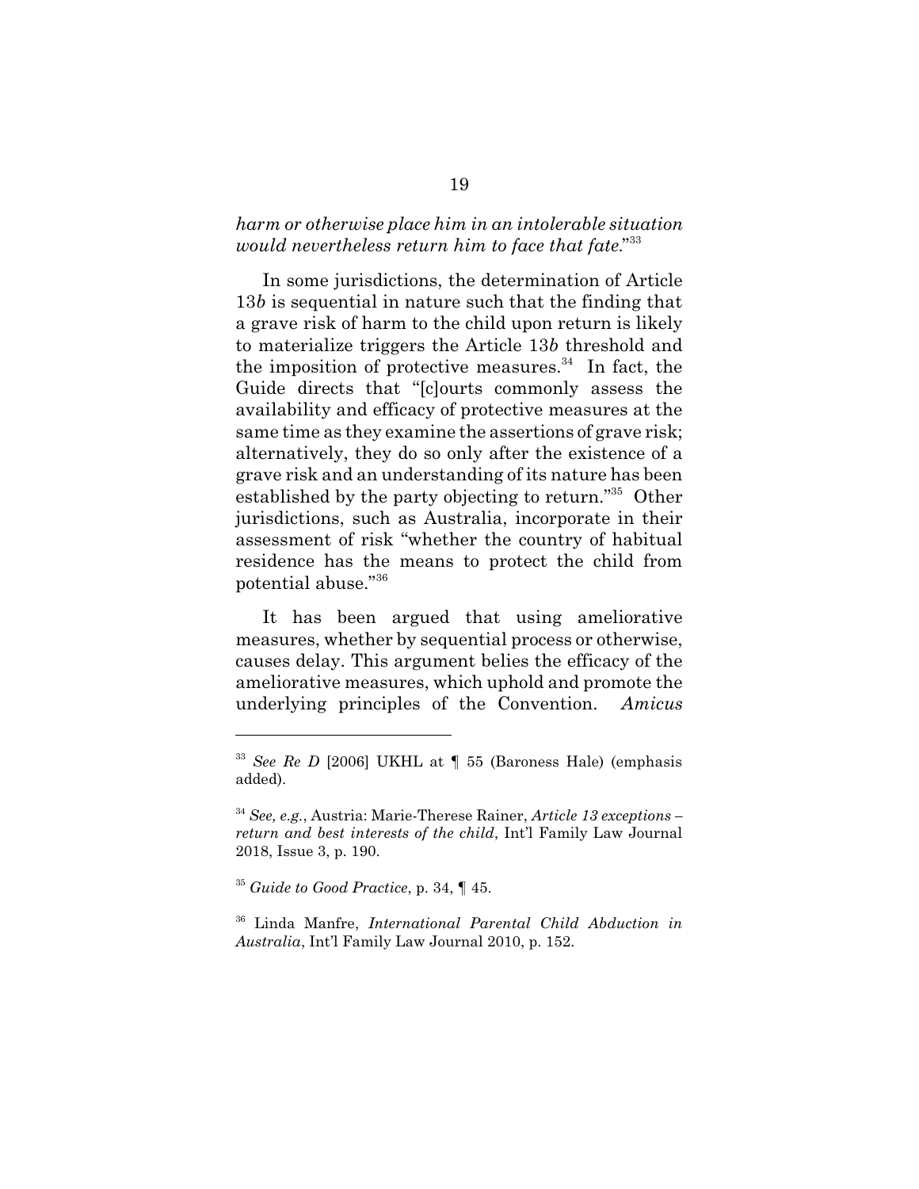*harm or otherwise place him in an intolerable situation would nevertheless return him to face that fate*."[33]

In some jurisdictions, the determination of Article 13*b* is sequential in nature such that the finding that a grave risk of harm to the child upon return is likely to materialize triggers the Article 13*b* threshold and the imposition of protective measures.[34] In fact, the Guide directs that "[c]ourts commonly assess the availability and efficacy of protective measures at the same time as they examine the assertions of grave risk; alternatively, they do so only after the existence of a grave risk and an understanding of its nature has been established by the party objecting to return."[35] Other jurisdictions, such as Australia, incorporate in their assessment of risk "whether the country of habitual residence has the means to protect the child from potential abuse."[36]

It has been argued that using ameliorative measures, whether by sequential process or otherwise, causes delay. This argument belies the efficacy of the ameliorative measures, which uphold and promote the underlying principles of the Convention. *Amicus*

---

[33] *See Re D* [2006] UKHL at ¶ 55 (Baroness Hale) (emphasis added).

[34] *See, e.g.*, Austria: Marie-Therese Rainer, *Article 13 exceptions – return and best interests of the child*, Int'l Family Law Journal 2018, Issue 3, p. 190.

[35] *Guide to Good Practice*, p. 34, ¶ 45.

[36] Linda Manfre, *International Parental Child Abduction in Australia*, Int'l Family Law Journal 2010, p. 152.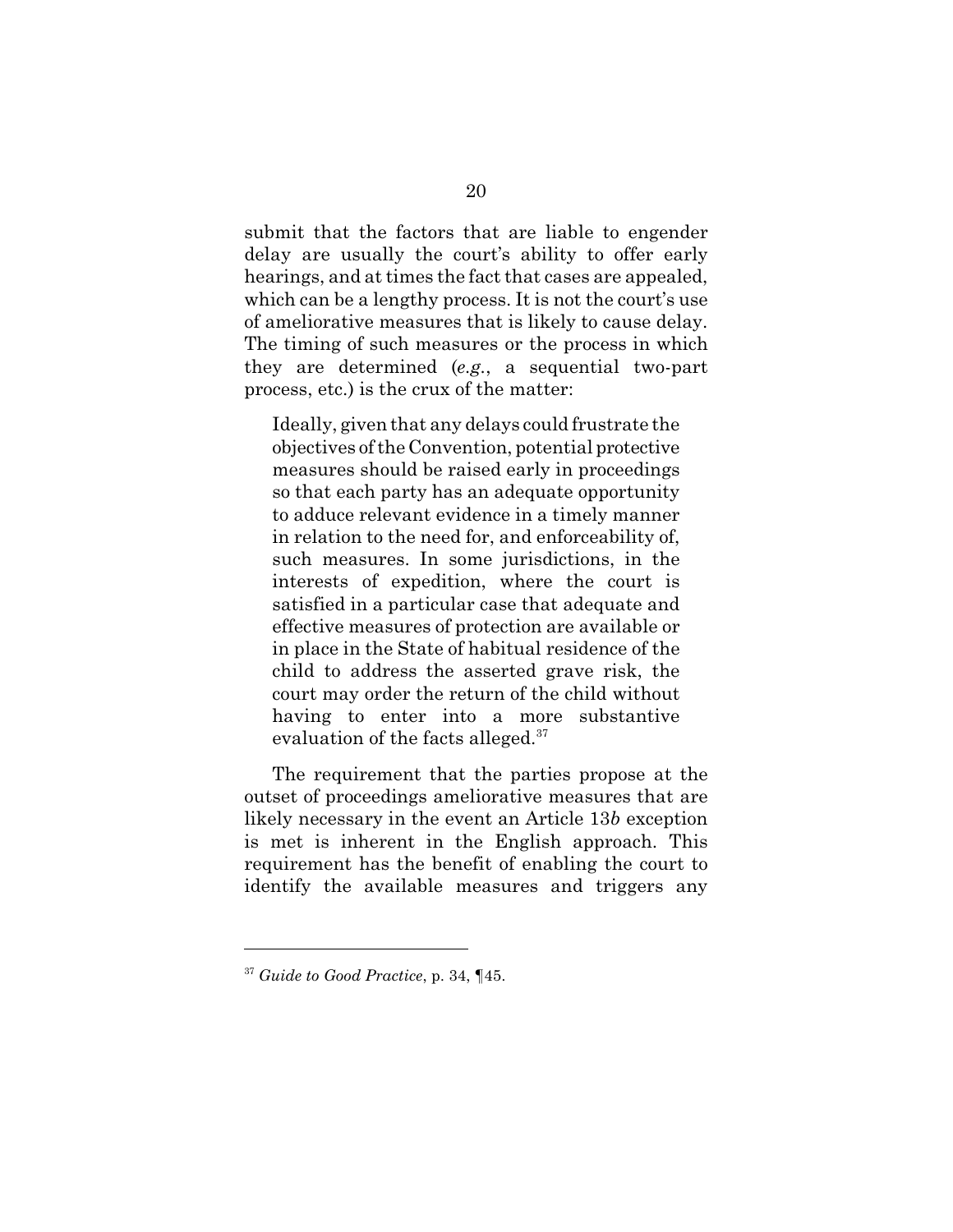submit that the factors that are liable to engender delay are usually the court's ability to offer early hearings, and at times the fact that cases are appealed, which can be a lengthy process. It is not the court's use of ameliorative measures that is likely to cause delay. The timing of such measures or the process in which they are determined (*e.g.*, a sequential two-part process, etc.) is the crux of the matter:

> Ideally, given that any delays could frustrate the objectives of the Convention, potential protective measures should be raised early in proceedings so that each party has an adequate opportunity to adduce relevant evidence in a timely manner in relation to the need for, and enforceability of, such measures. In some jurisdictions, in the interests of expedition, where the court is satisfied in a particular case that adequate and effective measures of protection are available or in place in the State of habitual residence of the child to address the asserted grave risk, the court may order the return of the child without having to enter into a more substantive evaluation of the facts alleged.[37]

The requirement that the parties propose at the outset of proceedings ameliorative measures that are likely necessary in the event an Article 13*b* exception is met is inherent in the English approach. This requirement has the benefit of enabling the court to identify the available measures and triggers any

---

[37] *Guide to Good Practice*, p. 34, ¶45.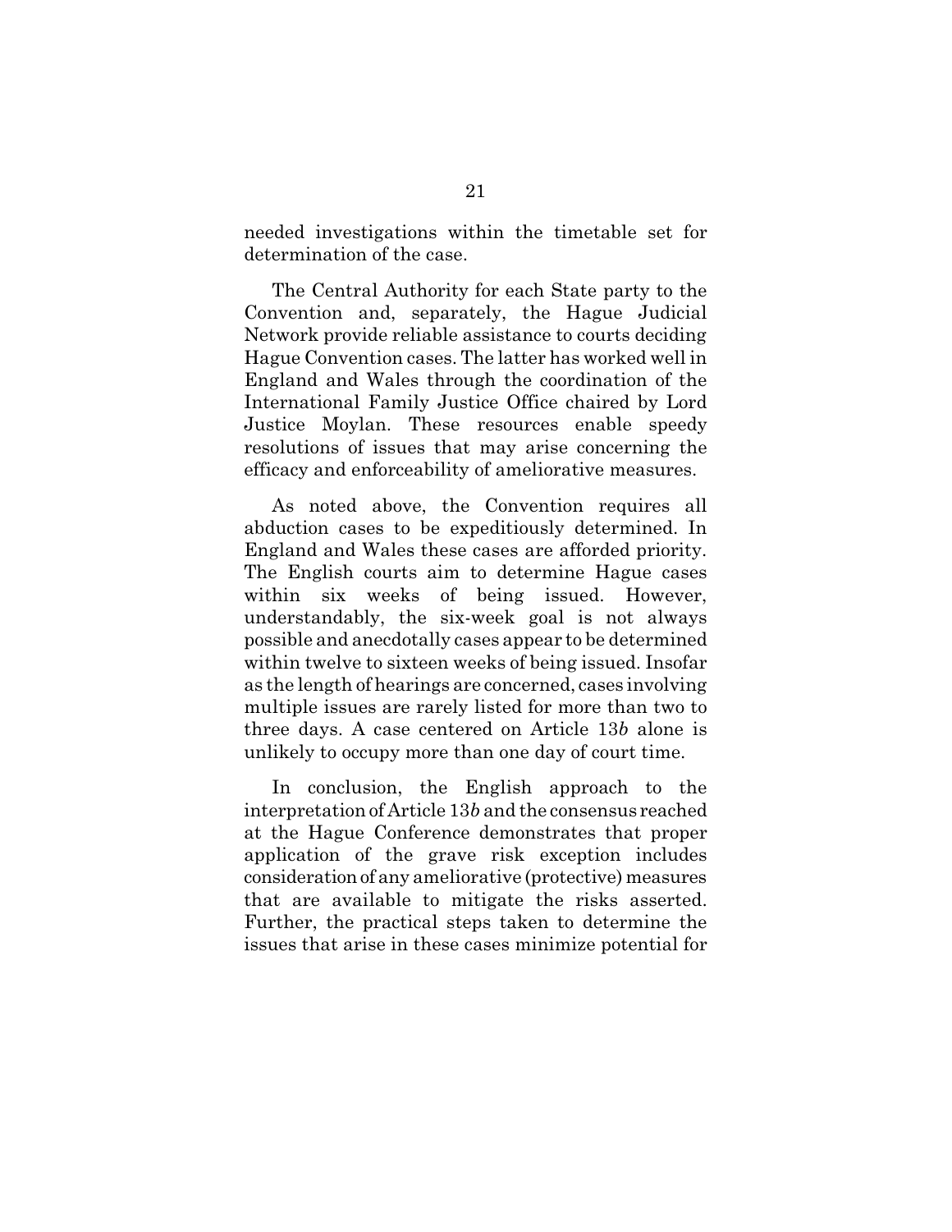needed investigations within the timetable set for determination of the case.

The Central Authority for each State party to the Convention and, separately, the Hague Judicial Network provide reliable assistance to courts deciding Hague Convention cases. The latter has worked well in England and Wales through the coordination of the International Family Justice Office chaired by Lord Justice Moylan. These resources enable speedy resolutions of issues that may arise concerning the efficacy and enforceability of ameliorative measures.

As noted above, the Convention requires all abduction cases to be expeditiously determined. In England and Wales these cases are afforded priority. The English courts aim to determine Hague cases within six weeks of being issued. However, understandably, the six-week goal is not always possible and anecdotally cases appear to be determined within twelve to sixteen weeks of being issued. Insofar as the length of hearings are concerned, cases involving multiple issues are rarely listed for more than two to three days. A case centered on Article 13*b* alone is unlikely to occupy more than one day of court time.

In conclusion, the English approach to the interpretation of Article 13*b* and the consensus reached at the Hague Conference demonstrates that proper application of the grave risk exception includes consideration of any ameliorative (protective) measures that are available to mitigate the risks asserted. Further, the practical steps taken to determine the issues that arise in these cases minimize potential for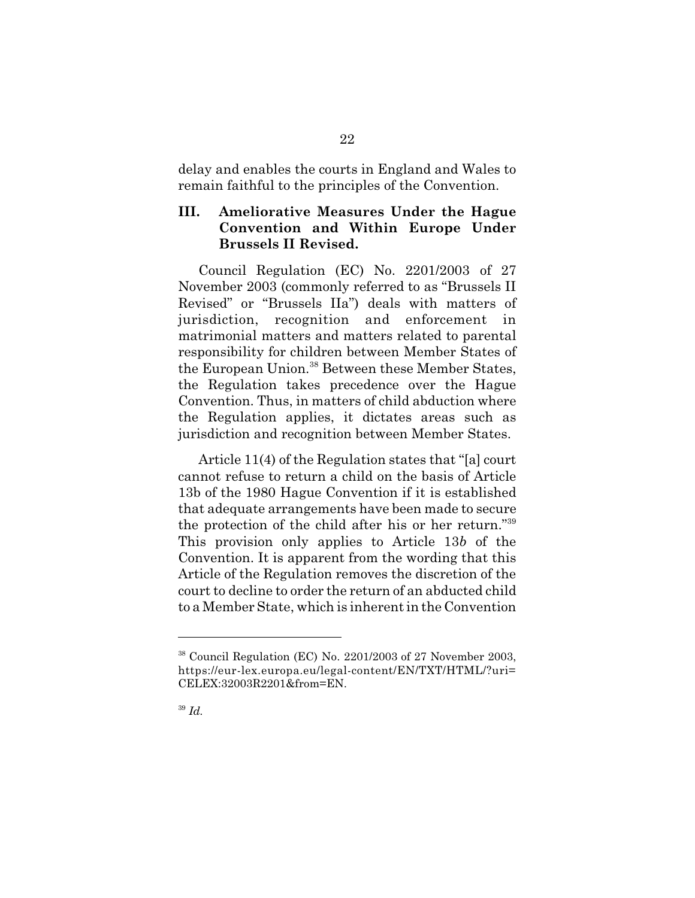delay and enables the courts in England and Wales to remain faithful to the principles of the Convention.

### III. Ameliorative Measures Under the Hague Convention and Within Europe Under Brussels II Revised.

Council Regulation (EC) No. 2201/2003 of 27 November 2003 (commonly referred to as "Brussels II Revised" or "Brussels IIa") deals with matters of jurisdiction, recognition and enforcement in matrimonial matters and matters related to parental responsibility for children between Member States of the European Union.[38] Between these Member States, the Regulation takes precedence over the Hague Convention. Thus, in matters of child abduction where the Regulation applies, it dictates areas such as jurisdiction and recognition between Member States.

Article 11(4) of the Regulation states that "[a] court cannot refuse to return a child on the basis of Article 13b of the 1980 Hague Convention if it is established that adequate arrangements have been made to secure the protection of the child after his or her return."[39] This provision only applies to Article 13*b* of the Convention. It is apparent from the wording that this Article of the Regulation removes the discretion of the court to decline to order the return of an abducted child to a Member State, which is inherent in the Convention

---

[38] Council Regulation (EC) No. 2201/2003 of 27 November 2003, https://eur-lex.europa.eu/legal-content/EN/TXT/HTML/?uri=CELEX:32003R2201&from=EN.

[39] *Id.*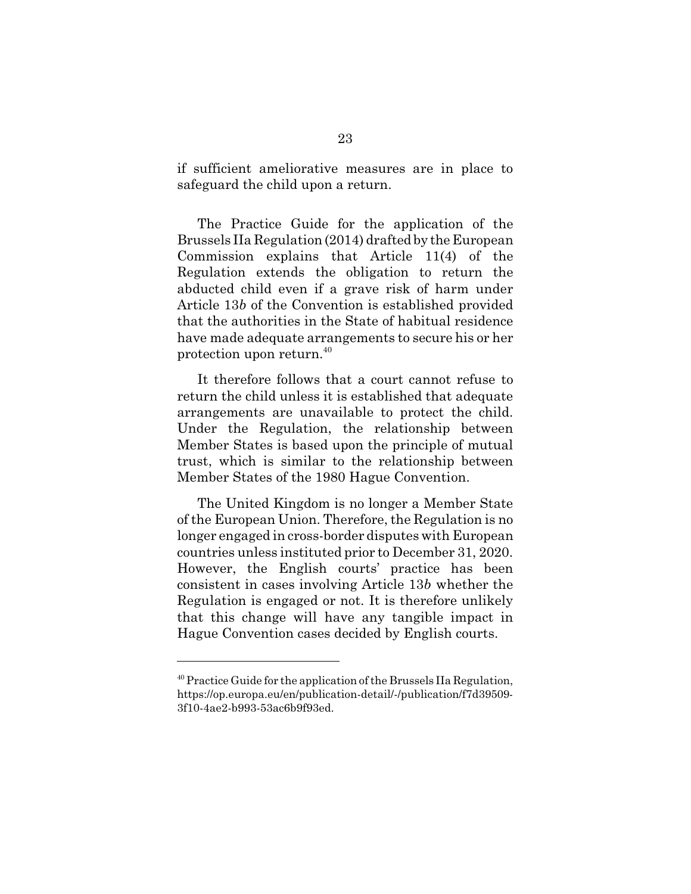if sufficient ameliorative measures are in place to safeguard the child upon a return.

The Practice Guide for the application of the Brussels IIa Regulation (2014) drafted by the European Commission explains that Article 11(4) of the Regulation extends the obligation to return the abducted child even if a grave risk of harm under Article 13*b* of the Convention is established provided that the authorities in the State of habitual residence have made adequate arrangements to secure his or her protection upon return.[40]

It therefore follows that a court cannot refuse to return the child unless it is established that adequate arrangements are unavailable to protect the child. Under the Regulation, the relationship between Member States is based upon the principle of mutual trust, which is similar to the relationship between Member States of the 1980 Hague Convention.

The United Kingdom is no longer a Member State of the European Union. Therefore, the Regulation is no longer engaged in cross-border disputes with European countries unless instituted prior to December 31, 2020. However, the English courts' practice has been consistent in cases involving Article 13*b* whether the Regulation is engaged or not. It is therefore unlikely that this change will have any tangible impact in Hague Convention cases decided by English courts.

---

[40] Practice Guide for the application of the Brussels IIa Regulation, https://op.europa.eu/en/publication-detail/-/publication/f7d39509-3f10-4ae2-b993-53ac6b9f93ed.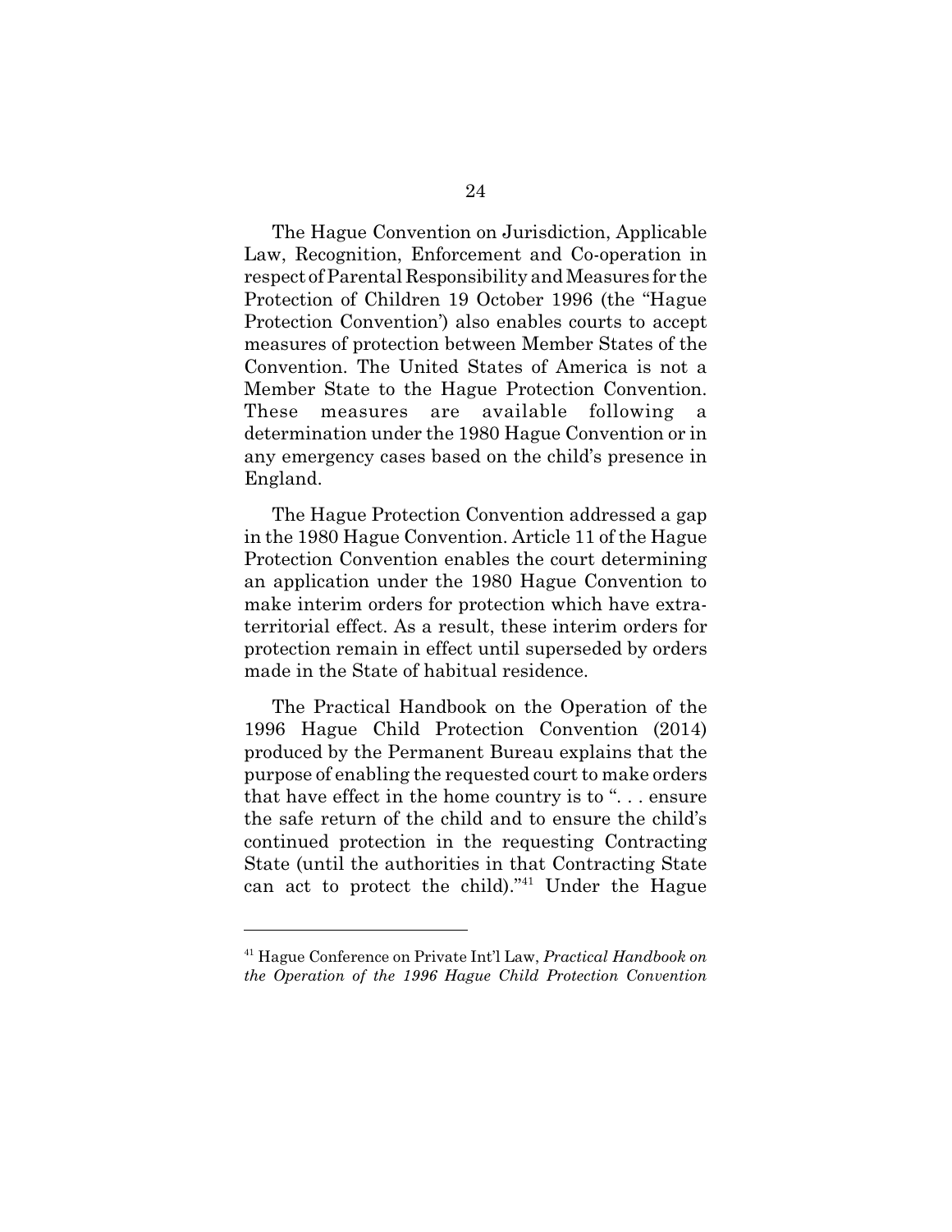The Hague Convention on Jurisdiction, Applicable Law, Recognition, Enforcement and Co-operation in respect of Parental Responsibility and Measures for the Protection of Children 19 October 1996 (the "Hague Protection Convention') also enables courts to accept measures of protection between Member States of the Convention. The United States of America is not a Member State to the Hague Protection Convention. These measures are available following a determination under the 1980 Hague Convention or in any emergency cases based on the child's presence in England.

The Hague Protection Convention addressed a gap in the 1980 Hague Convention. Article 11 of the Hague Protection Convention enables the court determining an application under the 1980 Hague Convention to make interim orders for protection which have extra-territorial effect. As a result, these interim orders for protection remain in effect until superseded by orders made in the State of habitual residence.

The Practical Handbook on the Operation of the 1996 Hague Child Protection Convention (2014) produced by the Permanent Bureau explains that the purpose of enabling the requested court to make orders that have effect in the home country is to ". . . ensure the safe return of the child and to ensure the child's continued protection in the requesting Contracting State (until the authorities in that Contracting State can act to protect the child)."[41] Under the Hague

---

[41] Hague Conference on Private Int'l Law, *Practical Handbook on the Operation of the 1996 Hague Child Protection Convention*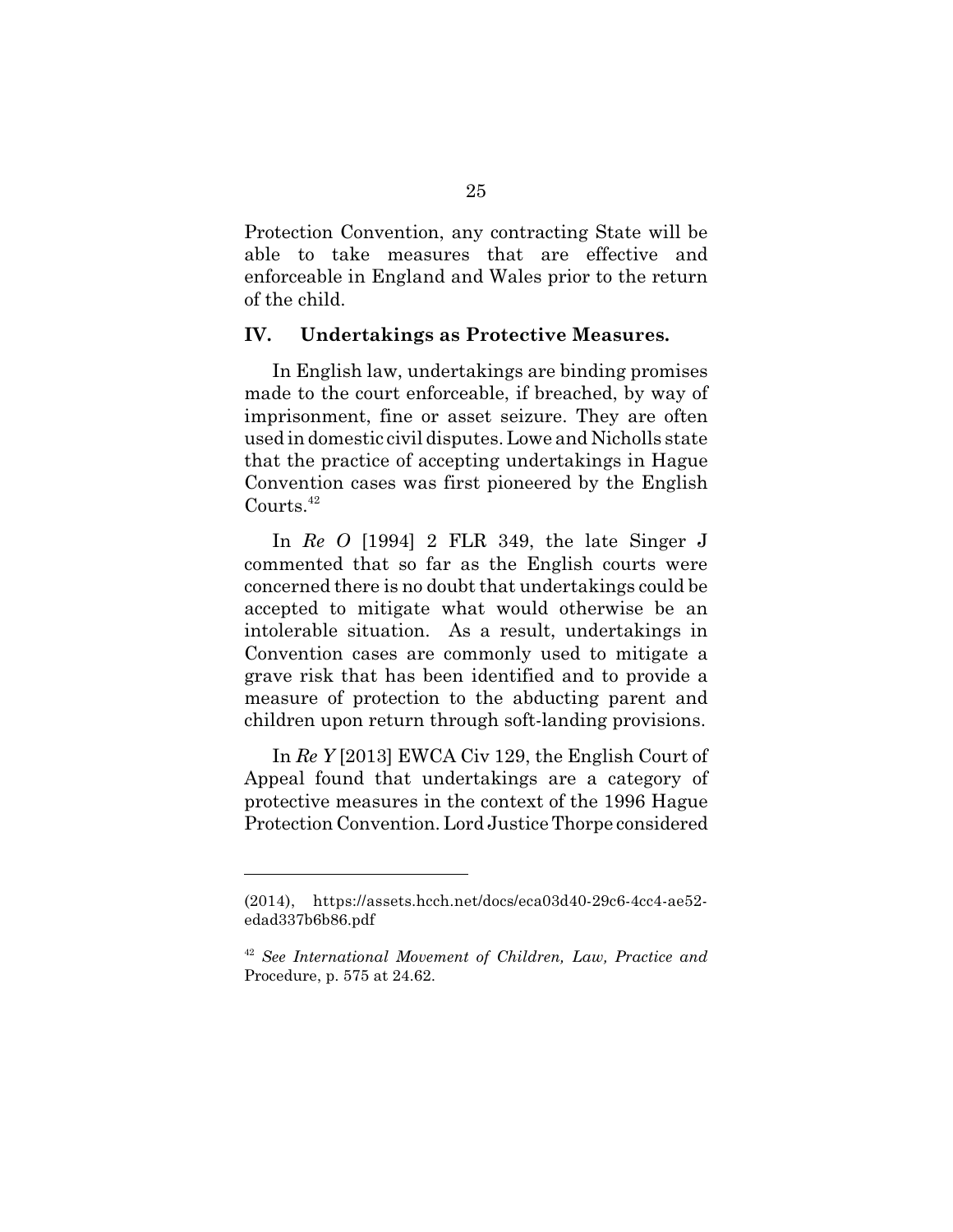Protection Convention, any contracting State will be able to take measures that are effective and enforceable in England and Wales prior to the return of the child.

## IV. Undertakings as Protective Measures.

In English law, undertakings are binding promises made to the court enforceable, if breached, by way of imprisonment, fine or asset seizure. They are often used in domestic civil disputes. Lowe and Nicholls state that the practice of accepting undertakings in Hague Convention cases was first pioneered by the English Courts.[42]

In *Re O* [1994] 2 FLR 349, the late Singer J commented that so far as the English courts were concerned there is no doubt that undertakings could be accepted to mitigate what would otherwise be an intolerable situation. As a result, undertakings in Convention cases are commonly used to mitigate a grave risk that has been identified and to provide a measure of protection to the abducting parent and children upon return through soft-landing provisions.

In *Re Y* [2013] EWCA Civ 129, the English Court of Appeal found that undertakings are a category of protective measures in the context of the 1996 Hague Protection Convention. Lord Justice Thorpe considered

---

(2014), https://assets.hcch.net/docs/eca03d40-29c6-4cc4-ae52-edad337b6b86.pdf

[42] *See International Movement of Children, Law, Practice and* Procedure, p. 575 at 24.62.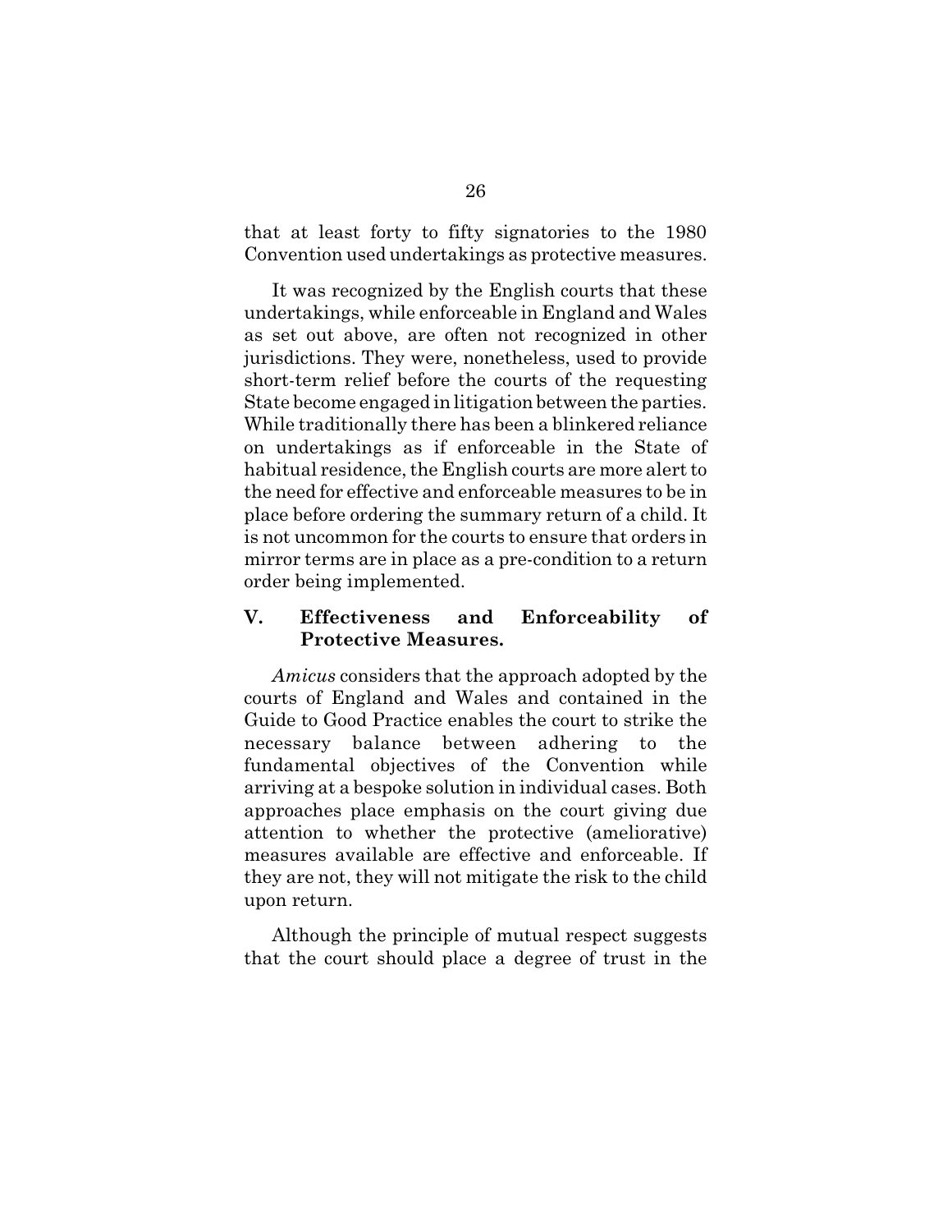that at least forty to fifty signatories to the 1980 Convention used undertakings as protective measures.

It was recognized by the English courts that these undertakings, while enforceable in England and Wales as set out above, are often not recognized in other jurisdictions. They were, nonetheless, used to provide short-term relief before the courts of the requesting State become engaged in litigation between the parties. While traditionally there has been a blinkered reliance on undertakings as if enforceable in the State of habitual residence, the English courts are more alert to the need for effective and enforceable measures to be in place before ordering the summary return of a child. It is not uncommon for the courts to ensure that orders in mirror terms are in place as a pre-condition to a return order being implemented.

## V. Effectiveness and Enforceability of Protective Measures.

*Amicus* considers that the approach adopted by the courts of England and Wales and contained in the Guide to Good Practice enables the court to strike the necessary balance between adhering to the fundamental objectives of the Convention while arriving at a bespoke solution in individual cases. Both approaches place emphasis on the court giving due attention to whether the protective (ameliorative) measures available are effective and enforceable. If they are not, they will not mitigate the risk to the child upon return.

Although the principle of mutual respect suggests that the court should place a degree of trust in the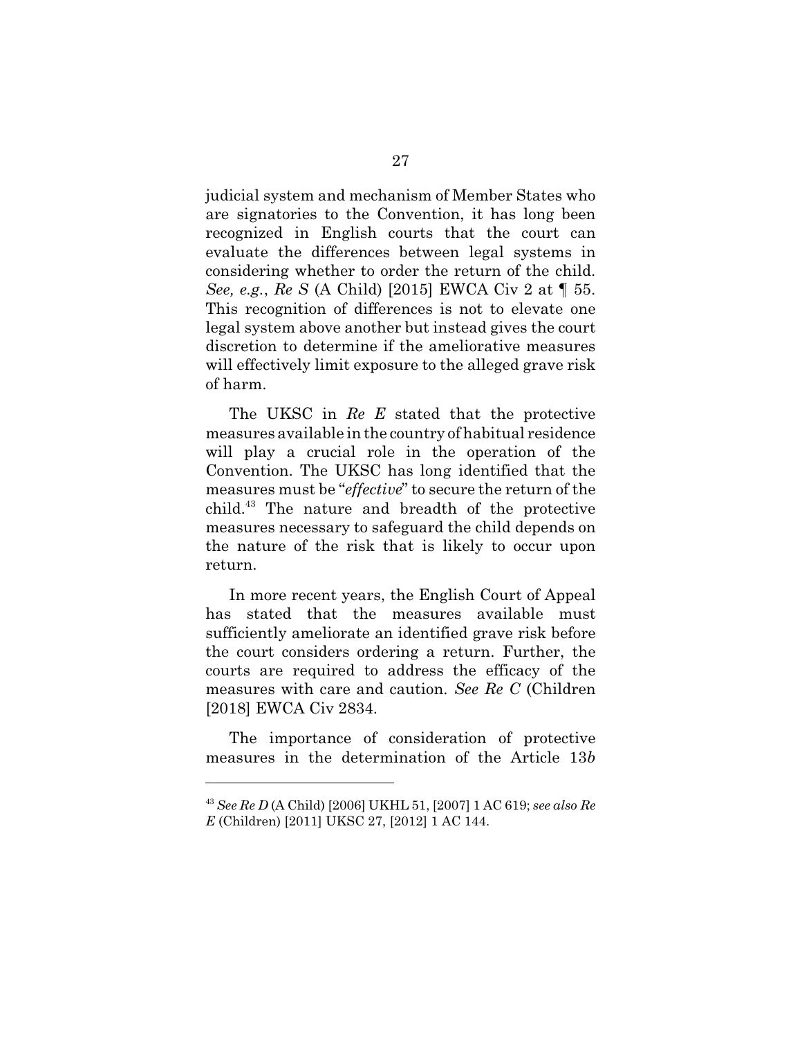judicial system and mechanism of Member States who are signatories to the Convention, it has long been recognized in English courts that the court can evaluate the differences between legal systems in considering whether to order the return of the child. *See, e.g.*, *Re S* (A Child) [2015] EWCA Civ 2 at ¶ 55. This recognition of differences is not to elevate one legal system above another but instead gives the court discretion to determine if the ameliorative measures will effectively limit exposure to the alleged grave risk of harm.

The UKSC in *Re E* stated that the protective measures available in the country of habitual residence will play a crucial role in the operation of the Convention. The UKSC has long identified that the measures must be "*effective*" to secure the return of the child.[43] The nature and breadth of the protective measures necessary to safeguard the child depends on the nature of the risk that is likely to occur upon return.

In more recent years, the English Court of Appeal has stated that the measures available must sufficiently ameliorate an identified grave risk before the court considers ordering a return. Further, the courts are required to address the efficacy of the measures with care and caution. *See Re C* (Children [2018] EWCA Civ 2834.

The importance of consideration of protective measures in the determination of the Article 13*b*

---

[43] *See Re D* (A Child) [2006] UKHL 51, [2007] 1 AC 619; *see also Re E* (Children) [2011] UKSC 27, [2012] 1 AC 144.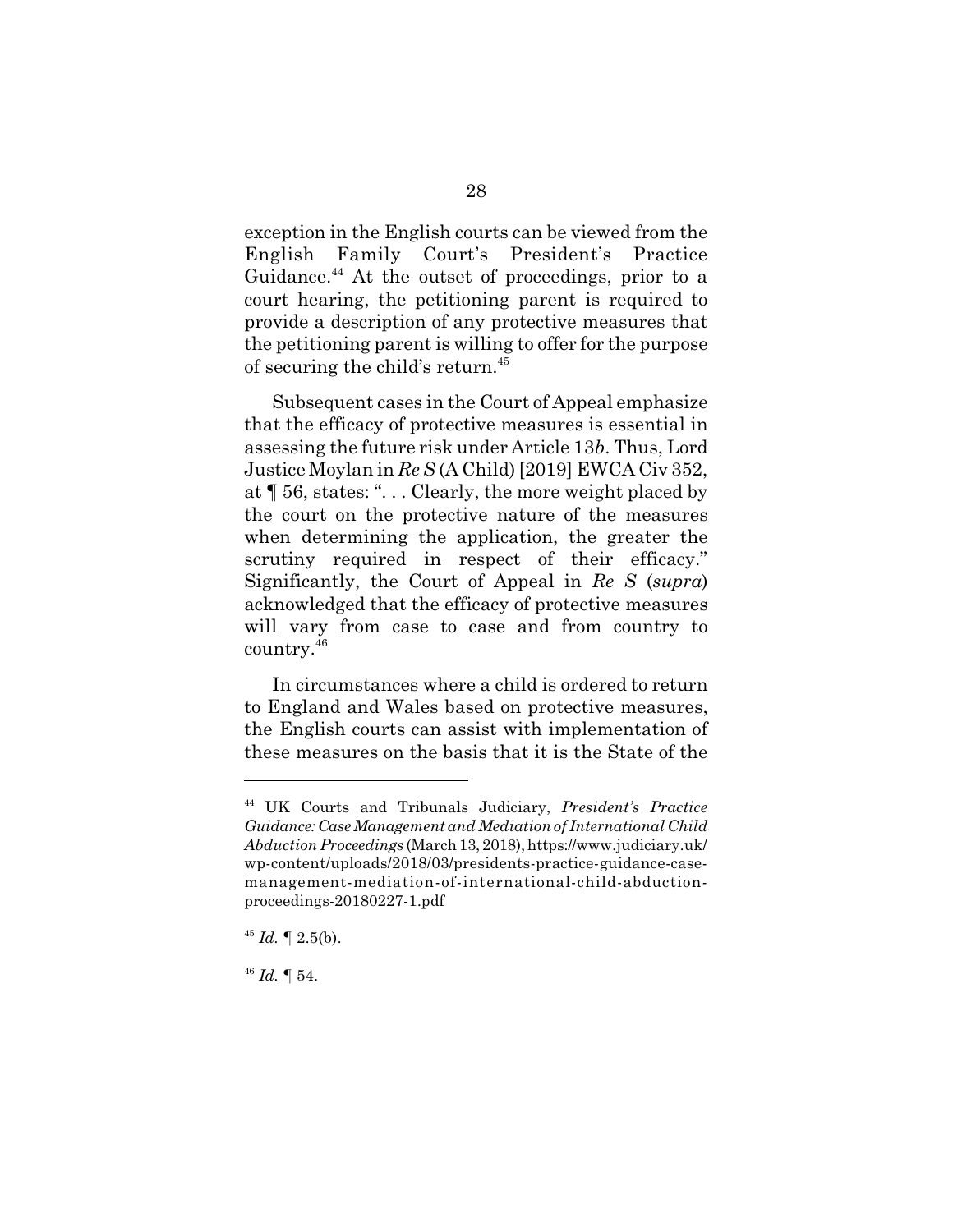exception in the English courts can be viewed from the English Family Court's President's Practice Guidance.[44] At the outset of proceedings, prior to a court hearing, the petitioning parent is required to provide a description of any protective measures that the petitioning parent is willing to offer for the purpose of securing the child's return.[45]

Subsequent cases in the Court of Appeal emphasize that the efficacy of protective measures is essential in assessing the future risk under Article 13*b*. Thus, Lord Justice Moylan in *Re S* (A Child) [2019] EWCA Civ 352, at ¶ 56, states: ". . . Clearly, the more weight placed by the court on the protective nature of the measures when determining the application, the greater the scrutiny required in respect of their efficacy." Significantly, the Court of Appeal in *Re S* (*supra*) acknowledged that the efficacy of protective measures will vary from case to case and from country to country.[46]

In circumstances where a child is ordered to return to England and Wales based on protective measures, the English courts can assist with implementation of these measures on the basis that it is the State of the

---

[44] UK Courts and Tribunals Judiciary, *President's Practice Guidance: Case Management and Mediation of International Child Abduction Proceedings* (March 13, 2018), https://www.judiciary.uk/wp-content/uploads/2018/03/presidents-practice-guidance-case-management-mediation-of-international-child-abduction-proceedings-20180227-1.pdf

[45] *Id.* ¶ 2.5(b).

[46] *Id.* ¶ 54.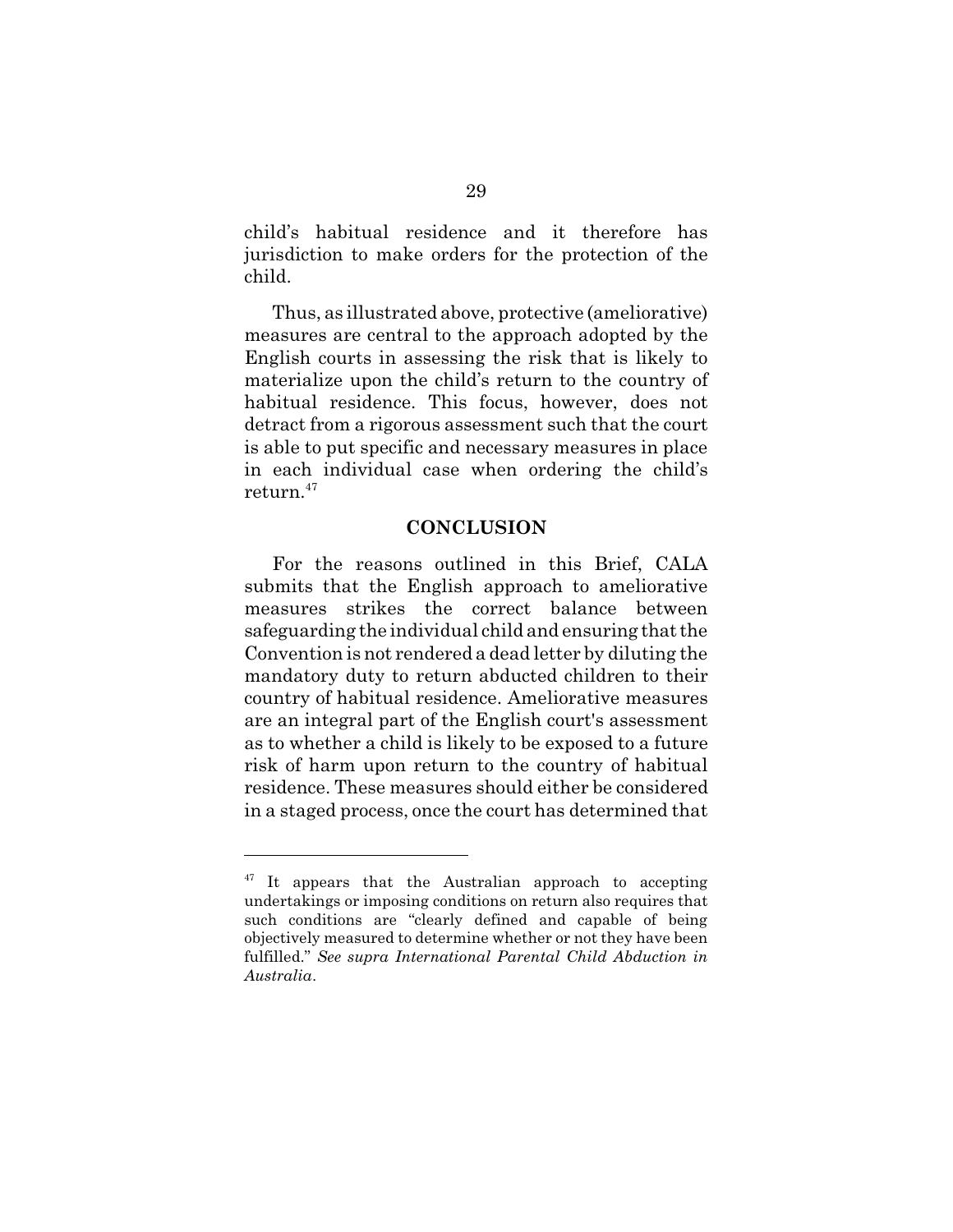child's habitual residence and it therefore has jurisdiction to make orders for the protection of the child.

Thus, as illustrated above, protective (ameliorative) measures are central to the approach adopted by the English courts in assessing the risk that is likely to materialize upon the child's return to the country of habitual residence. This focus, however, does not detract from a rigorous assessment such that the court is able to put specific and necessary measures in place in each individual case when ordering the child's return.[47]

## CONCLUSION

For the reasons outlined in this Brief, CALA submits that the English approach to ameliorative measures strikes the correct balance between safeguarding the individual child and ensuring that the Convention is not rendered a dead letter by diluting the mandatory duty to return abducted children to their country of habitual residence. Ameliorative measures are an integral part of the English court's assessment as to whether a child is likely to be exposed to a future risk of harm upon return to the country of habitual residence. These measures should either be considered in a staged process, once the court has determined that

---

[47] It appears that the Australian approach to accepting undertakings or imposing conditions on return also requires that such conditions are "clearly defined and capable of being objectively measured to determine whether or not they have been fulfilled." *See supra International Parental Child Abduction in Australia*.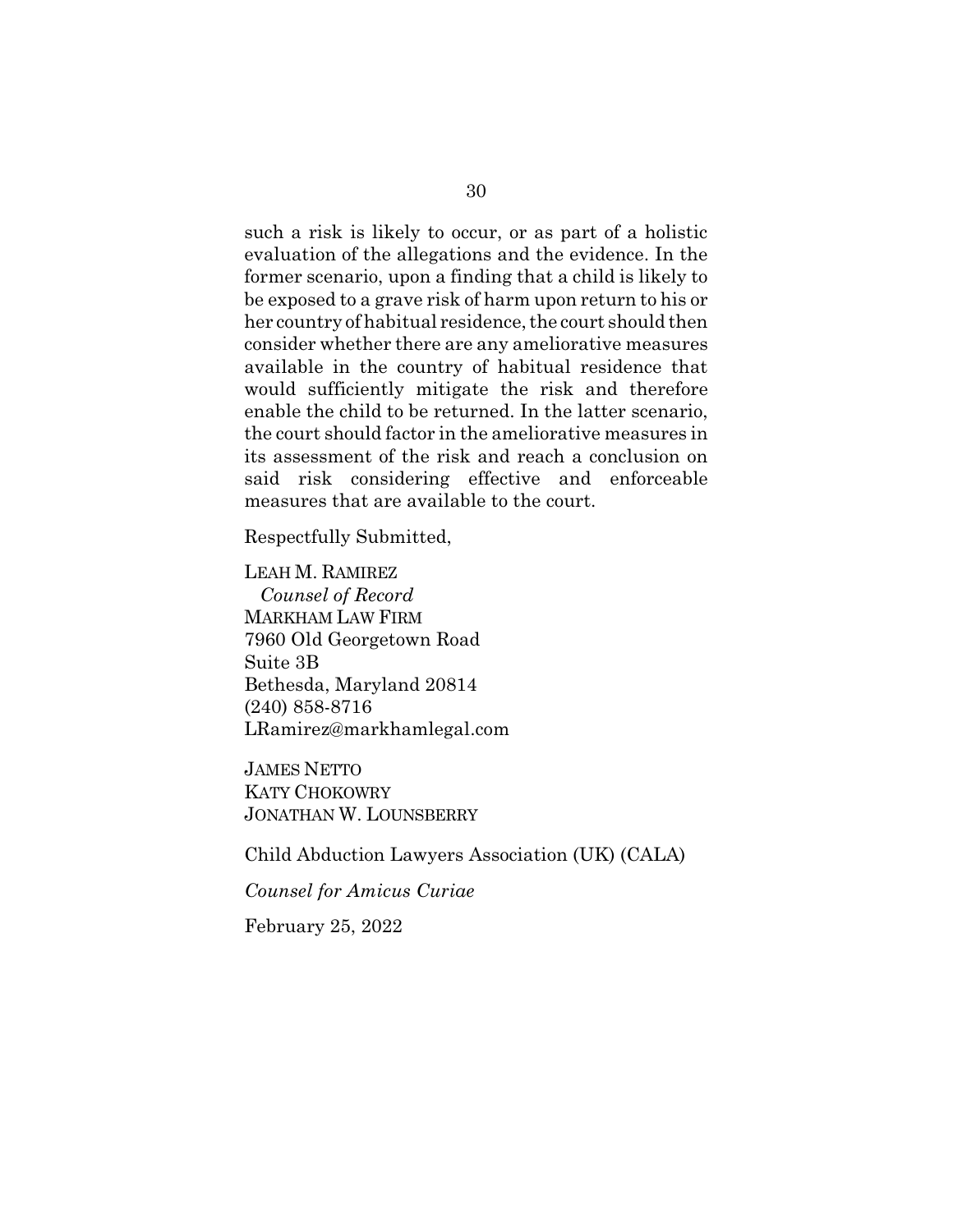such a risk is likely to occur, or as part of a holistic evaluation of the allegations and the evidence. In the former scenario, upon a finding that a child is likely to be exposed to a grave risk of harm upon return to his or her country of habitual residence, the court should then consider whether there are any ameliorative measures available in the country of habitual residence that would sufficiently mitigate the risk and therefore enable the child to be returned. In the latter scenario, the court should factor in the ameliorative measures in its assessment of the risk and reach a conclusion on said risk considering effective and enforceable measures that are available to the court.

Respectfully Submitted,

LEAH M. RAMIREZ
*Counsel of Record*
MARKHAM LAW FIRM
7960 Old Georgetown Road
Suite 3B
Bethesda, Maryland 20814
(240) 858-8716
LRamirez@markhamlegal.com

JAMES NETTO
KATY CHOKOWRY
JONATHAN W. LOUNSBERRY

Child Abduction Lawyers Association (UK) (CALA)

*Counsel for Amicus Curiae*

February 25, 2022